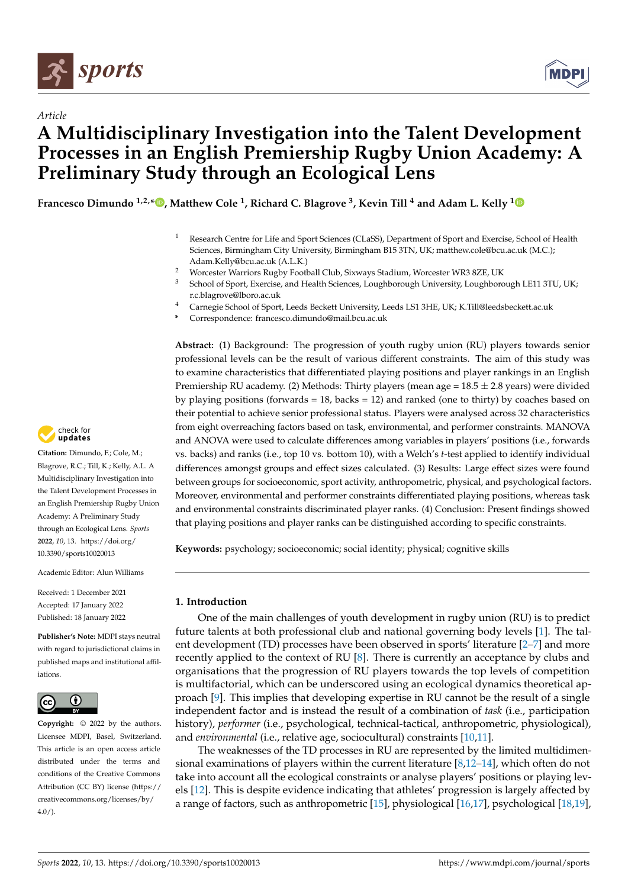*Article*

# A Multidisciplinary Investigation into the Talent Development Processes in an English Premiership Rugby Union Academy: A Preliminary Study through an Ecological Lens

**Francesco Dimundo [1,2,*], Matthew Cole [1], Richard C. Blagrove [3], Kevin Till [4] and Adam L. Kelly [1]**

[1] Research Centre for Life and Sport Sciences (CLaSS), Department of Sport and Exercise, School of Health Sciences, Birmingham City University, Birmingham B15 3TN, UK; matthew.cole@bcu.ac.uk (M.C.); Adam.Kelly@bcu.ac.uk (A.L.K.)

[2] Worcester Warriors Rugby Football Club, Sixways Stadium, Worcester WR3 8ZE, UK

[3] School of Sport, Exercise, and Health Sciences, Loughborough University, Loughborough LE11 3TU, UK; r.c.blagrove@lboro.ac.uk

[4] Carnegie School of Sport, Leeds Beckett University, Leeds LS1 3HE, UK; K.Till@leedsbeckett.ac.uk

* Correspondence: francesco.dimundo@mail.bcu.ac.uk

**Abstract:** (1) Background: The progression of youth rugby union (RU) players towards senior professional levels can be the result of various different constraints. The aim of this study was to examine characteristics that differentiated playing positions and player rankings in an English Premiership RU academy. (2) Methods: Thirty players (mean age = 18.5 ± 2.8 years) were divided by playing positions (forwards = 18, backs = 12) and ranked (one to thirty) by coaches based on their potential to achieve senior professional status. Players were analysed across 32 characteristics from eight overreaching factors based on task, environmental, and performer constraints. MANOVA and ANOVA were used to calculate differences among variables in players' positions (i.e., forwards vs. backs) and ranks (i.e., top 10 vs. bottom 10), with a Welch's *t*-test applied to identify individual differences amongst groups and effect sizes calculated. (3) Results: Large effect sizes were found between groups for socioeconomic, sport activity, anthropometric, physical, and psychological factors. Moreover, environmental and performer constraints differentiated playing positions, whereas task and environmental constraints discriminated player ranks. (4) Conclusion: Present findings showed that playing positions and player ranks can be distinguished according to specific constraints.

**Keywords:** psychology; socioeconomic; social identity; physical; cognitive skills

**Citation:** Dimundo, F.; Cole, M.; Blagrove, R.C.; Till, K.; Kelly, A.L. A Multidisciplinary Investigation into the Talent Development Processes in an English Premiership Rugby Union Academy: A Preliminary Study through an Ecological Lens. *Sports* **2022**, *10*, 13. https://doi.org/10.3390/sports10020013

Academic Editor: Alun Williams

Received: 1 December 2021
Accepted: 17 January 2022
Published: 18 January 2022

**Publisher's Note:** MDPI stays neutral with regard to jurisdictional claims in published maps and institutional affiliations.

**Copyright:** © 2022 by the authors. Licensee MDPI, Basel, Switzerland. This article is an open access article distributed under the terms and conditions of the Creative Commons Attribution (CC BY) license (https://creativecommons.org/licenses/by/4.0/).

## 1. Introduction

One of the main challenges of youth development in rugby union (RU) is to predict future talents at both professional club and national governing body levels [1]. The talent development (TD) processes have been observed in sports' literature [2–7] and more recently applied to the context of RU [8]. There is currently an acceptance by clubs and organisations that the progression of RU players towards the top levels of competition is multifactorial, which can be underscored using an ecological dynamics theoretical approach [9]. This implies that developing expertise in RU cannot be the result of a single independent factor and is instead the result of a combination of *task* (i.e., participation history), *performer* (i.e., psychological, technical-tactical, anthropometric, physiological), and *environmental* (i.e., relative age, sociocultural) constraints [10,11].

The weaknesses of the TD processes in RU are represented by the limited multidimensional examinations of players within the current literature [8,12–14], which often do not take into account all the ecological constraints or analyse players' positions or playing levels [12]. This is despite evidence indicating that athletes' progression is largely affected by a range of factors, such as anthropometric [15], physiological [16,17], psychological [18,19],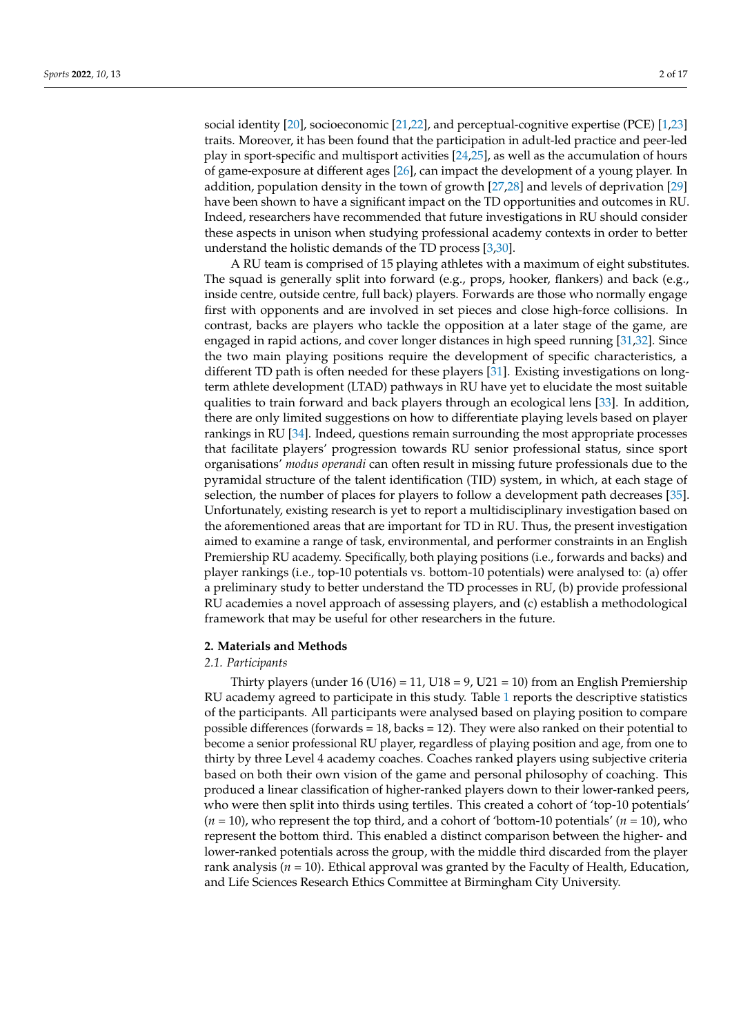social identity [20], socioeconomic [21,22], and perceptual-cognitive expertise (PCE) [1,23] traits. Moreover, it has been found that the participation in adult-led practice and peer-led play in sport-specific and multisport activities [24,25], as well as the accumulation of hours of game-exposure at different ages [26], can impact the development of a young player. In addition, population density in the town of growth [27,28] and levels of deprivation [29] have been shown to have a significant impact on the TD opportunities and outcomes in RU. Indeed, researchers have recommended that future investigations in RU should consider these aspects in unison when studying professional academy contexts in order to better understand the holistic demands of the TD process [3,30].

A RU team is comprised of 15 playing athletes with a maximum of eight substitutes. The squad is generally split into forward (e.g., props, hooker, flankers) and back (e.g., inside centre, outside centre, full back) players. Forwards are those who normally engage first with opponents and are involved in set pieces and close high-force collisions. In contrast, backs are players who tackle the opposition at a later stage of the game, are engaged in rapid actions, and cover longer distances in high speed running [31,32]. Since the two main playing positions require the development of specific characteristics, a different TD path is often needed for these players [31]. Existing investigations on long-term athlete development (LTAD) pathways in RU have yet to elucidate the most suitable qualities to train forward and back players through an ecological lens [33]. In addition, there are only limited suggestions on how to differentiate playing levels based on player rankings in RU [34]. Indeed, questions remain surrounding the most appropriate processes that facilitate players' progression towards RU senior professional status, since sport organisations' *modus operandi* can often result in missing future professionals due to the pyramidal structure of the talent identification (TID) system, in which, at each stage of selection, the number of places for players to follow a development path decreases [35]. Unfortunately, existing research is yet to report a multidisciplinary investigation based on the aforementioned areas that are important for TD in RU. Thus, the present investigation aimed to examine a range of task, environmental, and performer constraints in an English Premiership RU academy. Specifically, both playing positions (i.e., forwards and backs) and player rankings (i.e., top-10 potentials vs. bottom-10 potentials) were analysed to: (a) offer a preliminary study to better understand the TD processes in RU, (b) provide professional RU academies a novel approach of assessing players, and (c) establish a methodological framework that may be useful for other researchers in the future.

## 2. Materials and Methods

### 2.1. Participants

Thirty players (under 16 (U16) = 11, U18 = 9, U21 = 10) from an English Premiership RU academy agreed to participate in this study. Table 1 reports the descriptive statistics of the participants. All participants were analysed based on playing position to compare possible differences (forwards = 18, backs = 12). They were also ranked on their potential to become a senior professional RU player, regardless of playing position and age, from one to thirty by three Level 4 academy coaches. Coaches ranked players using subjective criteria based on both their own vision of the game and personal philosophy of coaching. This produced a linear classification of higher-ranked players down to their lower-ranked peers, who were then split into thirds using tertiles. This created a cohort of 'top-10 potentials' ($n$ = 10), who represent the top third, and a cohort of 'bottom-10 potentials' ($n$ = 10), who represent the bottom third. This enabled a distinct comparison between the higher- and lower-ranked potentials across the group, with the middle third discarded from the player rank analysis ($n$ = 10). Ethical approval was granted by the Faculty of Health, Education, and Life Sciences Research Ethics Committee at Birmingham City University.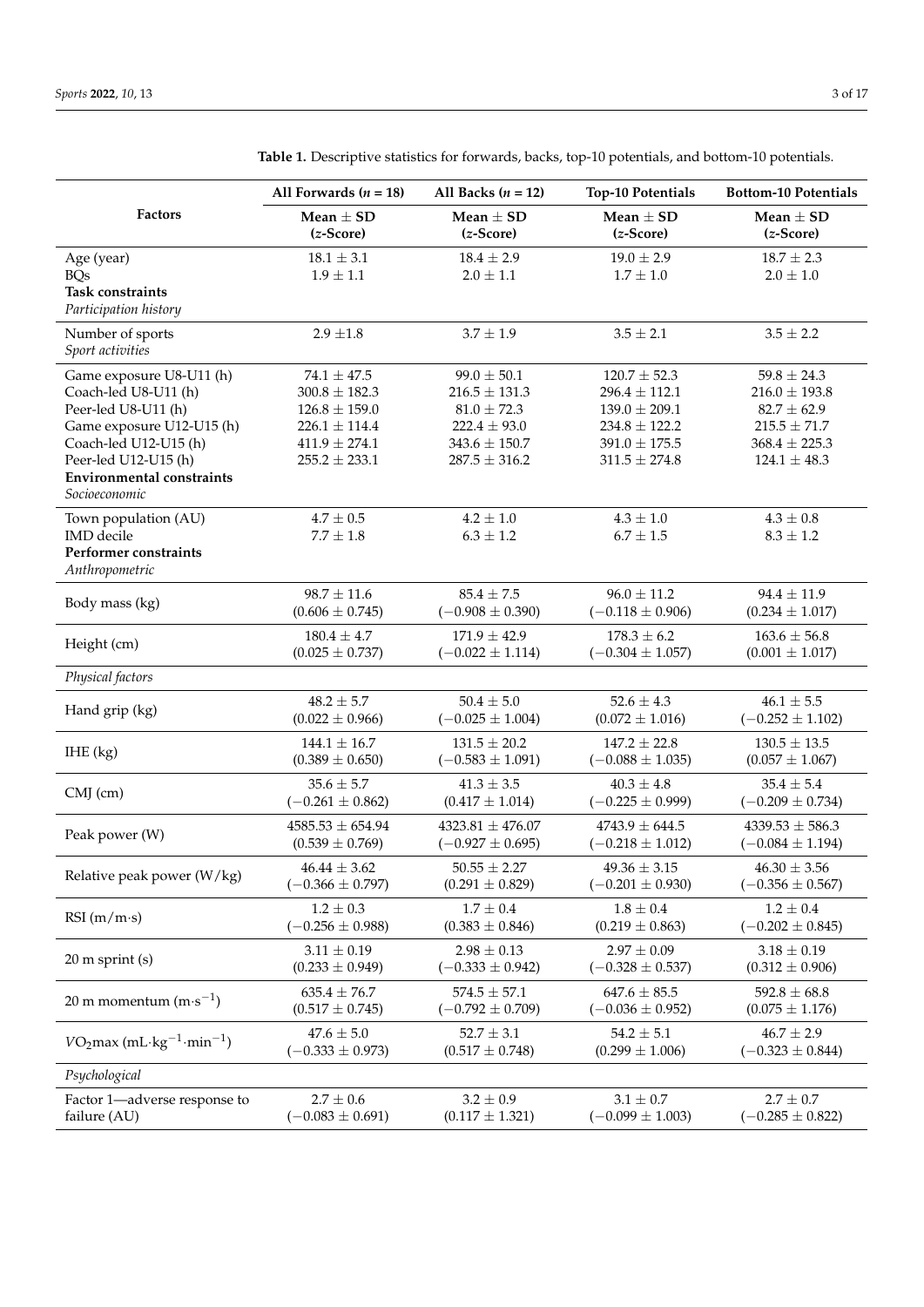**Table 1.** Descriptive statistics for forwards, backs, top-10 potentials, and bottom-10 potentials.

| Factors | All Forwards ($n$ = 18) | All Backs ($n$ = 12) | Top-10 Potentials | Bottom-10 Potentials |
|---|---|---|---|---|
| | Mean ± SD ($z$-Score) | Mean ± SD ($z$-Score) | Mean ± SD ($z$-Score) | Mean ± SD ($z$-Score) |
| Age (year) | 18.1 ± 3.1 | 18.4 ± 2.9 | 19.0 ± 2.9 | 18.7 ± 2.3 |
| BQs | 1.9 ± 1.1 | 2.0 ± 1.1 | 1.7 ± 1.0 | 2.0 ± 1.0 |
| **Task constraints** | | | | |
| *Participation history* | | | | |
| Number of sports | 2.9 ±1.8 | 3.7 ± 1.9 | 3.5 ± 2.1 | 3.5 ± 2.2 |
| *Sport activities* | | | | |
| Game exposure U8-U11 (h) | 74.1 ± 47.5 | 99.0 ± 50.1 | 120.7 ± 52.3 | 59.8 ± 24.3 |
| Coach-led U8-U11 (h) | 300.8 ± 182.3 | 216.5 ± 131.3 | 296.4 ± 112.1 | 216.0 ± 193.8 |
| Peer-led U8-U11 (h) | 126.8 ± 159.0 | 81.0 ± 72.3 | 139.0 ± 209.1 | 82.7 ± 62.9 |
| Game exposure U12-U15 (h) | 226.1 ± 114.4 | 222.4 ± 93.0 | 234.8 ± 122.2 | 215.5 ± 71.7 |
| Coach-led U12-U15 (h) | 411.9 ± 274.1 | 343.6 ± 150.7 | 391.0 ± 175.5 | 368.4 ± 225.3 |
| Peer-led U12-U15 (h) | 255.2 ± 233.1 | 287.5 ± 316.2 | 311.5 ± 274.8 | 124.1 ± 48.3 |
| **Environmental constraints** | | | | |
| *Socioeconomic* | | | | |
| Town population (AU) | 4.7 ± 0.5 | 4.2 ± 1.0 | 4.3 ± 1.0 | 4.3 ± 0.8 |
| IMD decile | 7.7 ± 1.8 | 6.3 ± 1.2 | 6.7 ± 1.5 | 8.3 ± 1.2 |
| **Performer constraints** | | | | |
| *Anthropometric* | | | | |
| Body mass (kg) | 98.7 ± 11.6 (0.606 ± 0.745) | 85.4 ± 7.5 (−0.908 ± 0.390) | 96.0 ± 11.2 (−0.118 ± 0.906) | 94.4 ± 11.9 (0.234 ± 1.017) |
| Height (cm) | 180.4 ± 4.7 (0.025 ± 0.737) | 171.9 ± 42.9 (−0.022 ± 1.114) | 178.3 ± 6.2 (−0.304 ± 1.057) | 163.6 ± 56.8 (0.001 ± 1.017) |
| *Physical factors* | | | | |
| Hand grip (kg) | 48.2 ± 5.7 (0.022 ± 0.966) | 50.4 ± 5.0 (−0.025 ± 1.004) | 52.6 ± 4.3 (0.072 ± 1.016) | 46.1 ± 5.5 (−0.252 ± 1.102) |
| IHE (kg) | 144.1 ± 16.7 (0.389 ± 0.650) | 131.5 ± 20.2 (−0.583 ± 1.091) | 147.2 ± 22.8 (−0.088 ± 1.035) | 130.5 ± 13.5 (0.057 ± 1.067) |
| CMJ (cm) | 35.6 ± 5.7 (−0.261 ± 0.862) | 41.3 ± 3.5 (0.417 ± 1.014) | 40.3 ± 4.8 (−0.225 ± 0.999) | 35.4 ± 5.4 (−0.209 ± 0.734) |
| Peak power (W) | 4585.53 ± 654.94 (0.539 ± 0.769) | 4323.81 ± 476.07 (−0.927 ± 0.695) | 4743.9 ± 644.5 (−0.218 ± 1.012) | 4339.53 ± 586.3 (−0.084 ± 1.194) |
| Relative peak power (W/kg) | 46.44 ± 3.62 (−0.366 ± 0.797) | 50.55 ± 2.27 (0.291 ± 0.829) | 49.36 ± 3.15 (−0.201 ± 0.930) | 46.30 ± 3.56 (−0.356 ± 0.567) |
| RSI (m/m·s) | 1.2 ± 0.3 (−0.256 ± 0.988) | 1.7 ± 0.4 (0.383 ± 0.846) | 1.8 ± 0.4 (0.219 ± 0.863) | 1.2 ± 0.4 (−0.202 ± 0.845) |
| 20 m sprint (s) | 3.11 ± 0.19 (0.233 ± 0.949) | 2.98 ± 0.13 (−0.333 ± 0.942) | 2.97 ± 0.09 (−0.328 ± 0.537) | 3.18 ± 0.19 (0.312 ± 0.906) |
| 20 m momentum ($m \cdot s^{-1}$) | 635.4 ± 76.7 (0.517 ± 0.745) | 574.5 ± 57.1 (−0.792 ± 0.709) | 647.6 ± 85.5 (−0.036 ± 0.952) | 592.8 ± 68.8 (0.075 ± 1.176) |
| $VO_2$max ($mL \cdot kg^{-1} \cdot min^{-1}$) | 47.6 ± 5.0 (−0.333 ± 0.973) | 52.7 ± 3.1 (0.517 ± 0.748) | 54.2 ± 5.1 (0.299 ± 1.006) | 46.7 ± 2.9 (−0.323 ± 0.844) |
| *Psychological* | | | | |
| Factor 1—adverse response to failure (AU) | 2.7 ± 0.6 (−0.083 ± 0.691) | 3.2 ± 0.9 (0.117 ± 1.321) | 3.1 ± 0.7 (−0.099 ± 1.003) | 2.7 ± 0.7 (−0.285 ± 0.822) |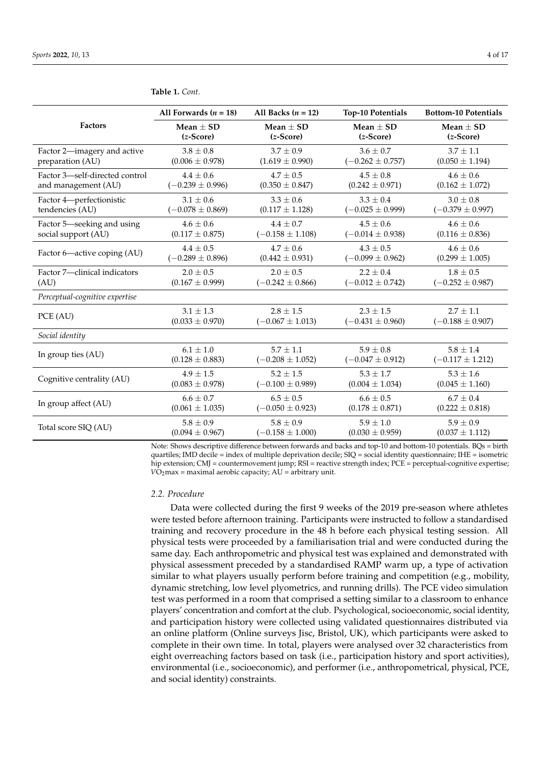**Table 1.** *Cont.*

| Factors | All Forwards ($n$ = 18) | All Backs ($n$ = 12) | Top-10 Potentials | Bottom-10 Potentials |
|---|---|---|---|---|
| | Mean ± SD ($z$-Score) | Mean ± SD ($z$-Score) | Mean ± SD ($z$-Score) | Mean ± SD ($z$-Score) |
| Factor 2—imagery and active preparation (AU) | 3.8 ± 0.8 (0.006 ± 0.978) | 3.7 ± 0.9 (1.619 ± 0.990) | 3.6 ± 0.7 (−0.262 ± 0.757) | 3.7 ± 1.1 (0.050 ± 1.194) |
| Factor 3—self-directed control and management (AU) | 4.4 ± 0.6 (−0.239 ± 0.996) | 4.7 ± 0.5 (0.350 ± 0.847) | 4.5 ± 0.8 (0.242 ± 0.971) | 4.6 ± 0.6 (0.162 ± 1.072) |
| Factor 4—perfectionistic tendencies (AU) | 3.1 ± 0.6 (−0.078 ± 0.869) | 3.3 ± 0.6 (0.117 ± 1.128) | 3.3 ± 0.4 (−0.025 ± 0.999) | 3.0 ± 0.8 (−0.379 ± 0.997) |
| Factor 5—seeking and using social support (AU) | 4.6 ± 0.6 (0.117 ± 0.875) | 4.4 ± 0.7 (−0.158 ± 1.108) | 4.5 ± 0.6 (−0.014 ± 0.938) | 4.6 ± 0.6 (0.116 ± 0.836) |
| Factor 6—active coping (AU) | 4.4 ± 0.5 (−0.289 ± 0.896) | 4.7 ± 0.6 (0.442 ± 0.931) | 4.3 ± 0.5 (−0.099 ± 0.962) | 4.6 ± 0.6 (0.299 ± 1.005) |
| Factor 7—clinical indicators (AU) | 2.0 ± 0.5 (0.167 ± 0.999) | 2.0 ± 0.5 (−0.242 ± 0.866) | 2.2 ± 0.4 (−0.012 ± 0.742) | 1.8 ± 0.5 (−0.252 ± 0.987) |
| *Perceptual-cognitive expertise* | | | | |
| PCE (AU) | 3.1 ± 1.3 (0.033 ± 0.970) | 2.8 ± 1.5 (−0.067 ± 1.013) | 2.3 ± 1.5 (−0.431 ± 0.960) | 2.7 ± 1.1 (−0.188 ± 0.907) |
| *Social identity* | | | | |
| In group ties (AU) | 6.1 ± 1.0 (0.128 ± 0.883) | 5.7 ± 1.1 (−0.208 ± 1.052) | 5.9 ± 0.8 (−0.047 ± 0.912) | 5.8 ± 1.4 (−0.117 ± 1.212) |
| Cognitive centrality (AU) | 4.9 ± 1.5 (0.083 ± 0.978) | 5.2 ± 1.5 (−0.100 ± 0.989) | 5.3 ± 1.7 (0.004 ± 1.034) | 5.3 ± 1.6 (0.045 ± 1.160) |
| In group affect (AU) | 6.6 ± 0.7 (0.061 ± 1.035) | 6.5 ± 0.5 (−0.050 ± 0.923) | 6.6 ± 0.5 (0.178 ± 0.871) | 6.7 ± 0.4 (0.222 ± 0.818) |
| Total score SIQ (AU) | 5.8 ± 0.9 (0.094 ± 0.967) | 5.8 ± 0.9 (−0.158 ± 1.000) | 5.9 ± 1.0 (0.030 ± 0.959) | 5.9 ± 0.9 (0.037 ± 1.112) |

Note: Shows descriptive difference between forwards and backs and top-10 and bottom-10 potentials. BQs = birth quartiles; IMD decile = index of multiple deprivation decile; SIQ = social identity questionnaire; IHE = isometric hip extension; CMJ = countermovement jump; RSI = reactive strength index; PCE = perceptual-cognitive expertise; $VO_2$max = maximal aerobic capacity; AU = arbitrary unit.

### 2.2. Procedure

Data were collected during the first 9 weeks of the 2019 pre-season where athletes were tested before afternoon training. Participants were instructed to follow a standardised training and recovery procedure in the 48 h before each physical testing session. All physical tests were proceeded by a familiarisation trial and were conducted during the same day. Each anthropometric and physical test was explained and demonstrated with physical assessment preceded by a standardised RAMP warm up, a type of activation similar to what players usually perform before training and competition (e.g., mobility, dynamic stretching, low level plyometrics, and running drills). The PCE video simulation test was performed in a room that comprised a setting similar to a classroom to enhance players' concentration and comfort at the club. Psychological, socioeconomic, social identity, and participation history were collected using validated questionnaires distributed via an online platform (Online surveys Jisc, Bristol, UK), which participants were asked to complete in their own time. In total, players were analysed over 32 characteristics from eight overreaching factors based on task (i.e., participation history and sport activities), environmental (i.e., socioeconomic), and performer (i.e., anthropometrical, physical, PCE, and social identity) constraints.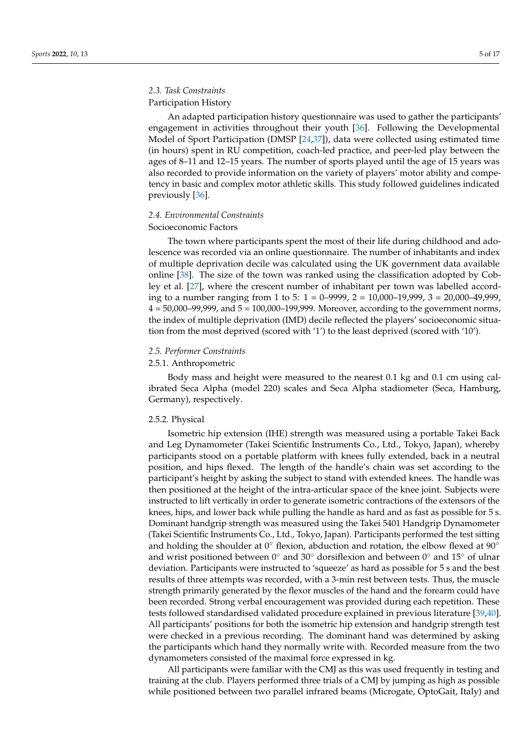### 2.3. Task Constraints

Participation History

An adapted participation history questionnaire was used to gather the participants' engagement in activities throughout their youth [36]. Following the Developmental Model of Sport Participation (DMSP [24,37]), data were collected using estimated time (in hours) spent in RU competition, coach-led practice, and peer-led play between the ages of 8–11 and 12–15 years. The number of sports played until the age of 15 years was also recorded to provide information on the variety of players' motor ability and competency in basic and complex motor athletic skills. This study followed guidelines indicated previously [36].

### 2.4. Environmental Constraints

Socioeconomic Factors

The town where participants spent the most of their life during childhood and adolescence was recorded via an online questionnaire. The number of inhabitants and index of multiple deprivation decile was calculated using the UK government data available online [38]. The size of the town was ranked using the classification adopted by Cobley et al. [27], where the crescent number of inhabitant per town was labelled according to a number ranging from 1 to 5: 1 = 0–9999, 2 = 10,000–19,999, 3 = 20,000–49,999, 4 = 50,000–99,999, and 5 = 100,000–199,999. Moreover, according to the government norms, the index of multiple deprivation (IMD) decile reflected the players' socioeconomic situation from the most deprived (scored with '1') to the least deprived (scored with '10').

### 2.5. Performer Constraints

#### 2.5.1. Anthropometric

Body mass and height were measured to the nearest 0.1 kg and 0.1 cm using calibrated Seca Alpha (model 220) scales and Seca Alpha stadiometer (Seca, Hamburg, Germany), respectively.

#### 2.5.2. Physical

Isometric hip extension (IHE) strength was measured using a portable Takei Back and Leg Dynamometer (Takei Scientific Instruments Co., Ltd., Tokyo, Japan), whereby participants stood on a portable platform with knees fully extended, back in a neutral position, and hips flexed. The length of the handle's chain was set according to the participant's height by asking the subject to stand with extended knees. The handle was then positioned at the height of the intra-articular space of the knee joint. Subjects were instructed to lift vertically in order to generate isometric contractions of the extensors of the knees, hips, and lower back while pulling the handle as hard and as fast as possible for 5 s. Dominant handgrip strength was measured using the Takei 5401 Handgrip Dynamometer (Takei Scientific Instruments Co., Ltd., Tokyo, Japan). Participants performed the test sitting and holding the shoulder at 0° flexion, abduction and rotation, the elbow flexed at 90° and wrist positioned between 0° and 30° dorsiflexion and between 0° and 15° of ulnar deviation. Participants were instructed to 'squeeze' as hard as possible for 5 s and the best results of three attempts was recorded, with a 3-min rest between tests. Thus, the muscle strength primarily generated by the flexor muscles of the hand and the forearm could have been recorded. Strong verbal encouragement was provided during each repetition. These tests followed standardised validated procedure explained in previous literature [39,40]. All participants' positions for both the isometric hip extension and handgrip strength test were checked in a previous recording. The dominant hand was determined by asking the participants which hand they normally write with. Recorded measure from the two dynamometers consisted of the maximal force expressed in kg.

All participants were familiar with the CMJ as this was used frequently in testing and training at the club. Players performed three trials of a CMJ by jumping as high as possible while positioned between two parallel infrared beams (Microgate, OptoGait, Italy) and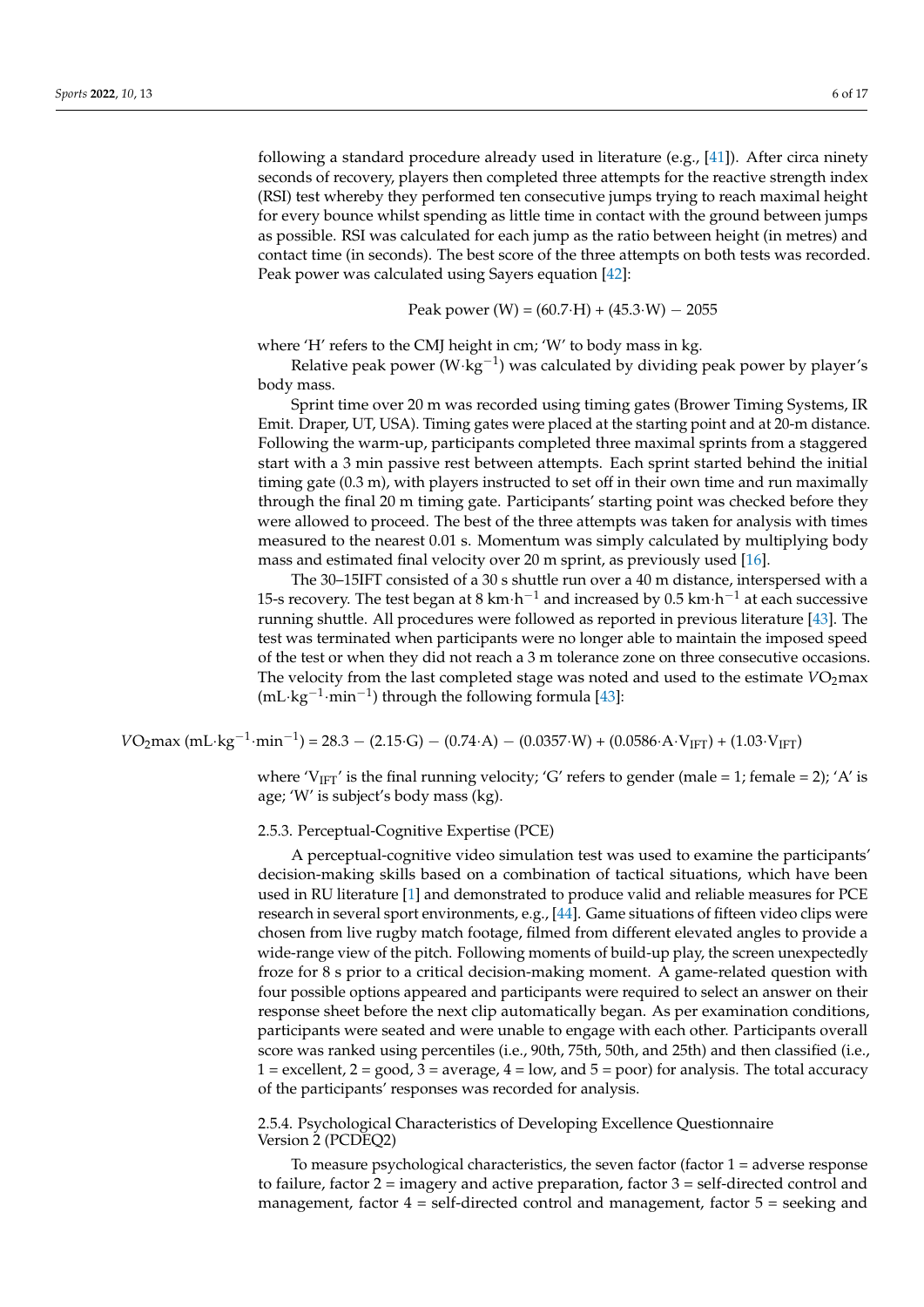following a standard procedure already used in literature (e.g., [41]). After circa ninety seconds of recovery, players then completed three attempts for the reactive strength index (RSI) test whereby they performed ten consecutive jumps trying to reach maximal height for every bounce whilst spending as little time in contact with the ground between jumps as possible. RSI was calculated for each jump as the ratio between height (in metres) and contact time (in seconds). The best score of the three attempts on both tests was recorded. Peak power was calculated using Sayers equation [42]:

$$\text{Peak power (W)} = (60.7 \cdot \text{H}) + (45.3 \cdot \text{W}) - 2055$$

where 'H' refers to the CMJ height in cm; 'W' to body mass in kg.

Relative peak power ($\text{W} \cdot \text{kg}^{-1}$) was calculated by dividing peak power by player's body mass.

Sprint time over 20 m was recorded using timing gates (Brower Timing Systems, IR Emit. Draper, UT, USA). Timing gates were placed at the starting point and at 20-m distance. Following the warm-up, participants completed three maximal sprints from a staggered start with a 3 min passive rest between attempts. Each sprint started behind the initial timing gate (0.3 m), with players instructed to set off in their own time and run maximally through the final 20 m timing gate. Participants' starting point was checked before they were allowed to proceed. The best of the three attempts was taken for analysis with times measured to the nearest 0.01 s. Momentum was simply calculated by multiplying body mass and estimated final velocity over 20 m sprint, as previously used [16].

The 30–15IFT consisted of a 30 s shuttle run over a 40 m distance, interspersed with a 15-s recovery. The test began at 8 $\text{km} \cdot \text{h}^{-1}$ and increased by 0.5 $\text{km} \cdot \text{h}^{-1}$ at each successive running shuttle. All procedures were followed as reported in previous literature [43]. The test was terminated when participants were no longer able to maintain the imposed speed of the test or when they did not reach a 3 m tolerance zone on three consecutive occasions. The velocity from the last completed stage was noted and used to the estimate $V\text{O}_2\text{max}$ ($\text{mL} \cdot \text{kg}^{-1} \cdot \text{min}^{-1}$) through the following formula [43]:

$$V\text{O}_2\text{max}\ (\text{mL} \cdot \text{kg}^{-1} \cdot \text{min}^{-1}) = 28.3 - (2.15 \cdot \text{G}) - (0.74 \cdot \text{A}) - (0.0357 \cdot \text{W}) + (0.0586 \cdot \text{A} \cdot \text{V}_{\text{IFT}}) + (1.03 \cdot \text{V}_{\text{IFT}})$$

where '$\text{V}_{\text{IFT}}$' is the final running velocity; 'G' refers to gender (male = 1; female = 2); 'A' is age; 'W' is subject's body mass (kg).

#### 2.5.3. Perceptual-Cognitive Expertise (PCE)

A perceptual-cognitive video simulation test was used to examine the participants' decision-making skills based on a combination of tactical situations, which have been used in RU literature [1] and demonstrated to produce valid and reliable measures for PCE research in several sport environments, e.g., [44]. Game situations of fifteen video clips were chosen from live rugby match footage, filmed from different elevated angles to provide a wide-range view of the pitch. Following moments of build-up play, the screen unexpectedly froze for 8 s prior to a critical decision-making moment. A game-related question with four possible options appeared and participants were required to select an answer on their response sheet before the next clip automatically began. As per examination conditions, participants were seated and were unable to engage with each other. Participants overall score was ranked using percentiles (i.e., 90th, 75th, 50th, and 25th) and then classified (i.e., 1 = excellent, 2 = good, 3 = average, 4 = low, and 5 = poor) for analysis. The total accuracy of the participants' responses was recorded for analysis.

#### 2.5.4. Psychological Characteristics of Developing Excellence Questionnaire Version 2 (PCDEQ2)

To measure psychological characteristics, the seven factor (factor 1 = adverse response to failure, factor 2 = imagery and active preparation, factor 3 = self-directed control and management, factor 4 = self-directed control and management, factor 5 = seeking and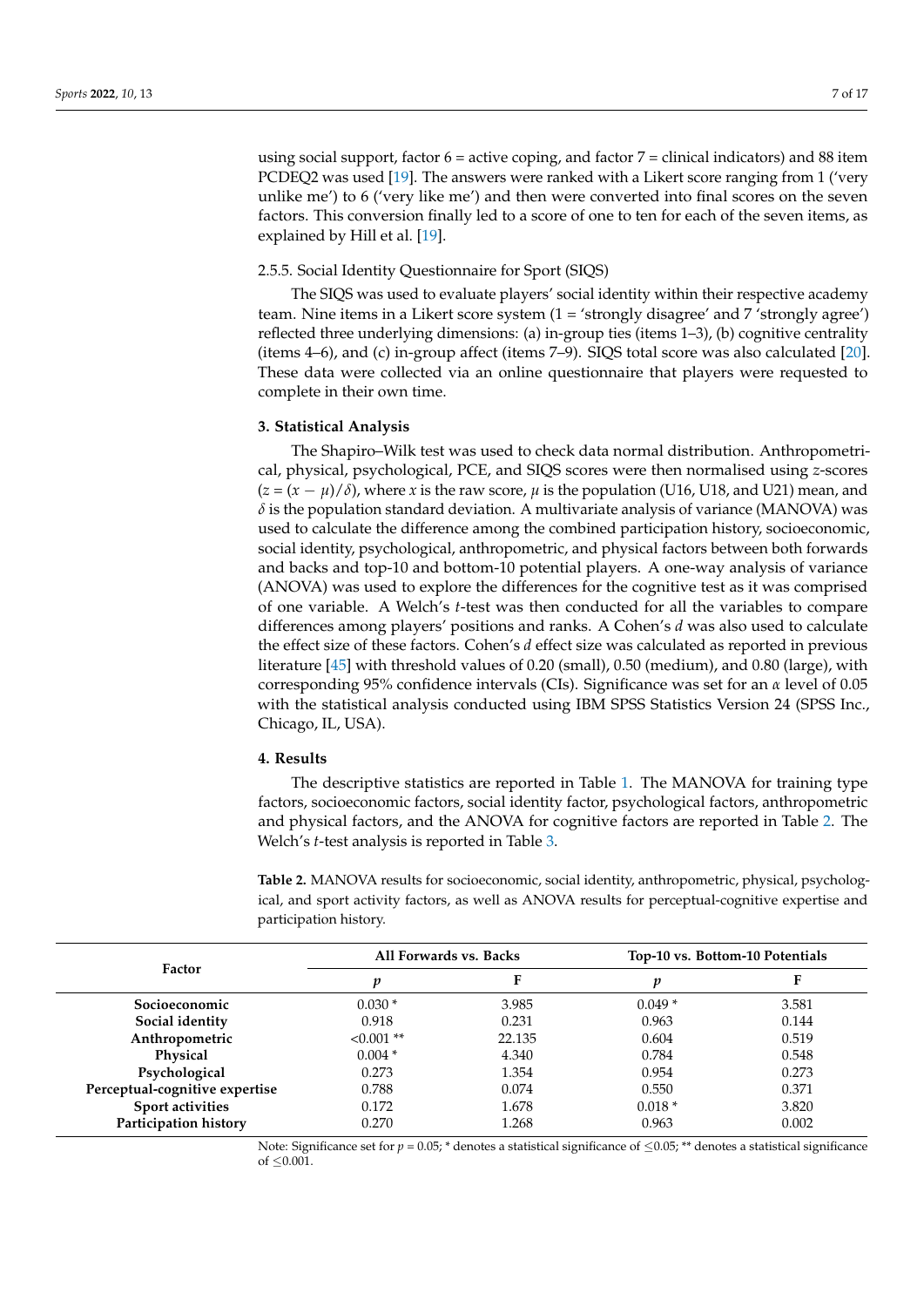using social support, factor 6 = active coping, and factor 7 = clinical indicators) and 88 item PCDEQ2 was used [19]. The answers were ranked with a Likert score ranging from 1 ('very unlike me') to 6 ('very like me') and then were converted into final scores on the seven factors. This conversion finally led to a score of one to ten for each of the seven items, as explained by Hill et al. [19].

#### 2.5.5. Social Identity Questionnaire for Sport (SIQS)

The SIQS was used to evaluate players' social identity within their respective academy team. Nine items in a Likert score system (1 = 'strongly disagree' and 7 'strongly agree') reflected three underlying dimensions: (a) in-group ties (items 1–3), (b) cognitive centrality (items 4–6), and (c) in-group affect (items 7–9). SIQS total score was also calculated [20]. These data were collected via an online questionnaire that players were requested to complete in their own time.

## 3. Statistical Analysis

The Shapiro–Wilk test was used to check data normal distribution. Anthropometrical, physical, psychological, PCE, and SIQS scores were then normalised using $z$-scores ($z = (x - \mu)/\delta$), where $x$ is the raw score, $\mu$ is the population (U16, U18, and U21) mean, and $\delta$ is the population standard deviation. A multivariate analysis of variance (MANOVA) was used to calculate the difference among the combined participation history, socioeconomic, social identity, psychological, anthropometric, and physical factors between both forwards and backs and top-10 and bottom-10 potential players. A one-way analysis of variance (ANOVA) was used to explore the differences for the cognitive test as it was comprised of one variable. A Welch's $t$-test was then conducted for all the variables to compare differences among players' positions and ranks. A Cohen's $d$ was also used to calculate the effect size of these factors. Cohen's $d$ effect size was calculated as reported in previous literature [45] with threshold values of 0.20 (small), 0.50 (medium), and 0.80 (large), with corresponding 95% confidence intervals (CIs). Significance was set for an $\alpha$ level of 0.05 with the statistical analysis conducted using IBM SPSS Statistics Version 24 (SPSS Inc., Chicago, IL, USA).

## 4. Results

The descriptive statistics are reported in Table 1. The MANOVA for training type factors, socioeconomic factors, social identity factor, psychological factors, anthropometric and physical factors, and the ANOVA for cognitive factors are reported in Table 2. The Welch's $t$-test analysis is reported in Table 3.

**Table 2.** MANOVA results for socioeconomic, social identity, anthropometric, physical, psychological, and sport activity factors, as well as ANOVA results for perceptual-cognitive expertise and participation history.

| Factor | All Forwards vs. Backs | | Top-10 vs. Bottom-10 Potentials | |
|---|---|---|---|---|
| | $p$ | F | $p$ | F |
| **Socioeconomic** | 0.030 * | 3.985 | 0.049 * | 3.581 |
| **Social identity** | 0.918 | 0.231 | 0.963 | 0.144 |
| **Anthropometric** | <0.001 ** | 22.135 | 0.604 | 0.519 |
| **Physical** | 0.004 * | 4.340 | 0.784 | 0.548 |
| **Psychological** | 0.273 | 1.354 | 0.954 | 0.273 |
| **Perceptual-cognitive expertise** | 0.788 | 0.074 | 0.550 | 0.371 |
| **Sport activities** | 0.172 | 1.678 | 0.018 * | 3.820 |
| **Participation history** | 0.270 | 1.268 | 0.963 | 0.002 |

Note: Significance set for $p = 0.05$; * denotes a statistical significance of $\leq 0.05$; ** denotes a statistical significance of $\leq 0.001$.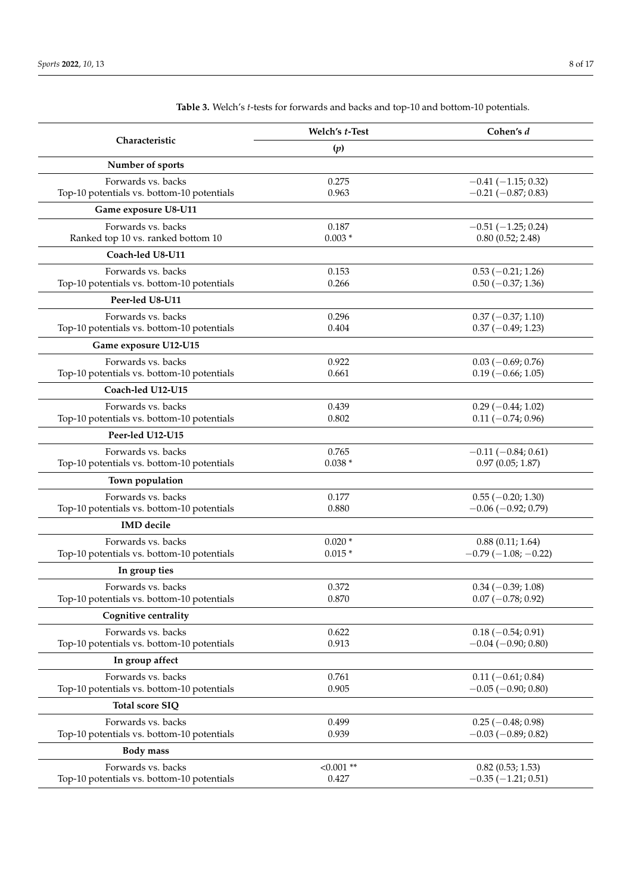**Table 3.** Welch's *t*-tests for forwards and backs and top-10 and bottom-10 potentials.

| Characteristic | Welch's *t*-Test | Cohen's *d* |
|---|---|---|
| | **(*p*)** | |
| **Number of sports** | | |
| Forwards vs. backs | 0.275 | −0.41 (−1.15; 0.32) |
| Top-10 potentials vs. bottom-10 potentials | 0.963 | −0.21 (−0.87; 0.83) |
| **Game exposure U8-U11** | | |
| Forwards vs. backs | 0.187 | −0.51 (−1.25; 0.24) |
| Ranked top 10 vs. ranked bottom 10 | 0.003 * | 0.80 (0.52; 2.48) |
| **Coach-led U8-U11** | | |
| Forwards vs. backs | 0.153 | 0.53 (−0.21; 1.26) |
| Top-10 potentials vs. bottom-10 potentials | 0.266 | 0.50 (−0.37; 1.36) |
| **Peer-led U8-U11** | | |
| Forwards vs. backs | 0.296 | 0.37 (−0.37; 1.10) |
| Top-10 potentials vs. bottom-10 potentials | 0.404 | 0.37 (−0.49; 1.23) |
| **Game exposure U12-U15** | | |
| Forwards vs. backs | 0.922 | 0.03 (−0.69; 0.76) |
| Top-10 potentials vs. bottom-10 potentials | 0.661 | 0.19 (−0.66; 1.05) |
| **Coach-led U12-U15** | | |
| Forwards vs. backs | 0.439 | 0.29 (−0.44; 1.02) |
| Top-10 potentials vs. bottom-10 potentials | 0.802 | 0.11 (−0.74; 0.96) |
| **Peer-led U12-U15** | | |
| Forwards vs. backs | 0.765 | −0.11 (−0.84; 0.61) |
| Top-10 potentials vs. bottom-10 potentials | 0.038 * | 0.97 (0.05; 1.87) |
| **Town population** | | |
| Forwards vs. backs | 0.177 | 0.55 (−0.20; 1.30) |
| Top-10 potentials vs. bottom-10 potentials | 0.880 | −0.06 (−0.92; 0.79) |
| **IMD decile** | | |
| Forwards vs. backs | 0.020 * | 0.88 (0.11; 1.64) |
| Top-10 potentials vs. bottom-10 potentials | 0.015 * | −0.79 (−1.08; −0.22) |
| **In group ties** | | |
| Forwards vs. backs | 0.372 | 0.34 (−0.39; 1.08) |
| Top-10 potentials vs. bottom-10 potentials | 0.870 | 0.07 (−0.78; 0.92) |
| **Cognitive centrality** | | |
| Forwards vs. backs | 0.622 | 0.18 (−0.54; 0.91) |
| Top-10 potentials vs. bottom-10 potentials | 0.913 | −0.04 (−0.90; 0.80) |
| **In group affect** | | |
| Forwards vs. backs | 0.761 | 0.11 (−0.61; 0.84) |
| Top-10 potentials vs. bottom-10 potentials | 0.905 | −0.05 (−0.90; 0.80) |
| **Total score SIQ** | | |
| Forwards vs. backs | 0.499 | 0.25 (−0.48; 0.98) |
| Top-10 potentials vs. bottom-10 potentials | 0.939 | −0.03 (−0.89; 0.82) |
| **Body mass** | | |
| Forwards vs. backs | <0.001 ** | 0.82 (0.53; 1.53) |
| Top-10 potentials vs. bottom-10 potentials | 0.427 | −0.35 (−1.21; 0.51) |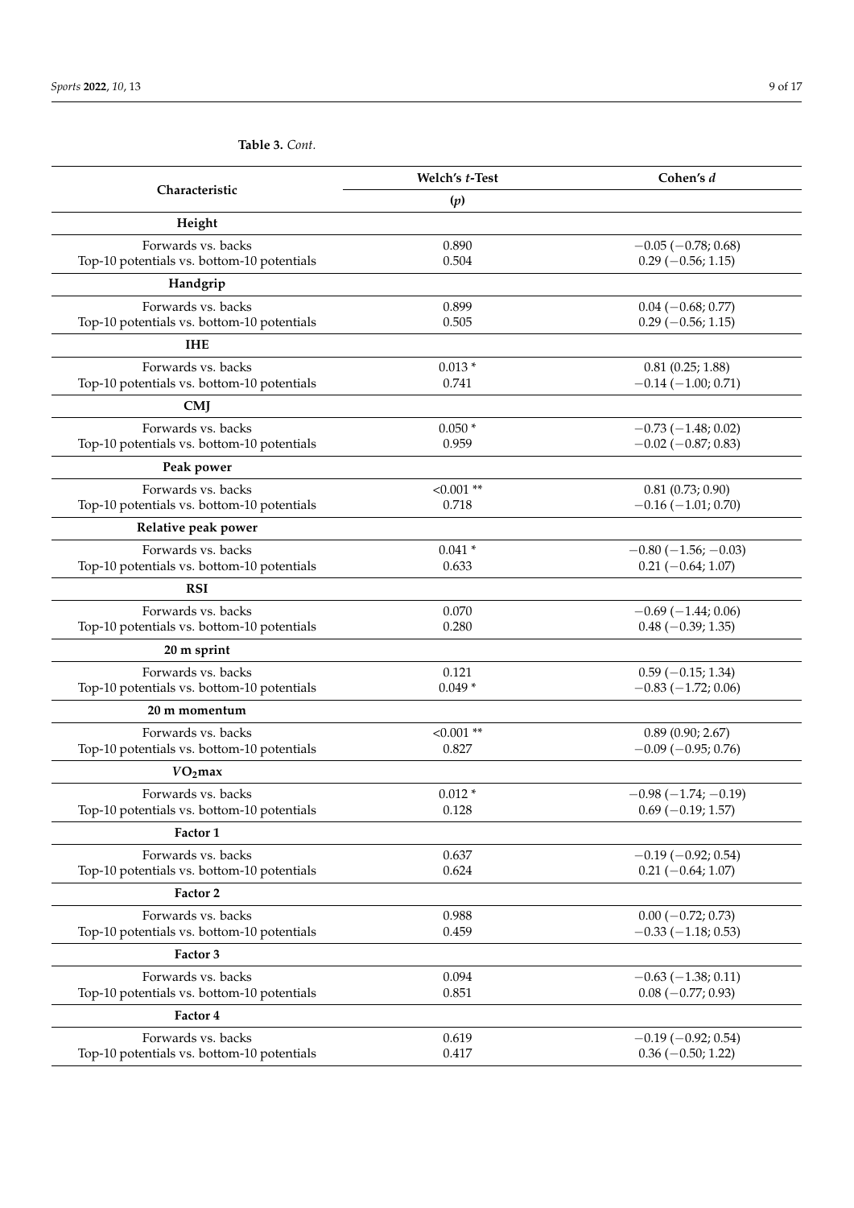**Table 3.** *Cont.*

| Characteristic | Welch's *t*-Test | Cohen's *d* |
|---|---|---|
| | (*p*) | |
| **Height** | | |
| Forwards vs. backs | 0.890 | −0.05 (−0.78; 0.68) |
| Top-10 potentials vs. bottom-10 potentials | 0.504 | 0.29 (−0.56; 1.15) |
| **Handgrip** | | |
| Forwards vs. backs | 0.899 | 0.04 (−0.68; 0.77) |
| Top-10 potentials vs. bottom-10 potentials | 0.505 | 0.29 (−0.56; 1.15) |
| **IHE** | | |
| Forwards vs. backs | 0.013 * | 0.81 (0.25; 1.88) |
| Top-10 potentials vs. bottom-10 potentials | 0.741 | −0.14 (−1.00; 0.71) |
| **CMJ** | | |
| Forwards vs. backs | 0.050 * | −0.73 (−1.48; 0.02) |
| Top-10 potentials vs. bottom-10 potentials | 0.959 | −0.02 (−0.87; 0.83) |
| **Peak power** | | |
| Forwards vs. backs | <0.001 ** | 0.81 (0.73; 0.90) |
| Top-10 potentials vs. bottom-10 potentials | 0.718 | −0.16 (−1.01; 0.70) |
| **Relative peak power** | | |
| Forwards vs. backs | 0.041 * | −0.80 (−1.56; −0.03) |
| Top-10 potentials vs. bottom-10 potentials | 0.633 | 0.21 (−0.64; 1.07) |
| **RSI** | | |
| Forwards vs. backs | 0.070 | −0.69 (−1.44; 0.06) |
| Top-10 potentials vs. bottom-10 potentials | 0.280 | 0.48 (−0.39; 1.35) |
| **20 m sprint** | | |
| Forwards vs. backs | 0.121 | 0.59 (−0.15; 1.34) |
| Top-10 potentials vs. bottom-10 potentials | 0.049 * | −0.83 (−1.72; 0.06) |
| **20 m momentum** | | |
| Forwards vs. backs | <0.001 ** | 0.89 (0.90; 2.67) |
| Top-10 potentials vs. bottom-10 potentials | 0.827 | −0.09 (−0.95; 0.76) |
| **$VO_2$max** | | |
| Forwards vs. backs | 0.012 * | −0.98 (−1.74; −0.19) |
| Top-10 potentials vs. bottom-10 potentials | 0.128 | 0.69 (−0.19; 1.57) |
| **Factor 1** | | |
| Forwards vs. backs | 0.637 | −0.19 (−0.92; 0.54) |
| Top-10 potentials vs. bottom-10 potentials | 0.624 | 0.21 (−0.64; 1.07) |
| **Factor 2** | | |
| Forwards vs. backs | 0.988 | 0.00 (−0.72; 0.73) |
| Top-10 potentials vs. bottom-10 potentials | 0.459 | −0.33 (−1.18; 0.53) |
| **Factor 3** | | |
| Forwards vs. backs | 0.094 | −0.63 (−1.38; 0.11) |
| Top-10 potentials vs. bottom-10 potentials | 0.851 | 0.08 (−0.77; 0.93) |
| **Factor 4** | | |
| Forwards vs. backs | 0.619 | −0.19 (−0.92; 0.54) |
| Top-10 potentials vs. bottom-10 potentials | 0.417 | 0.36 (−0.50; 1.22) |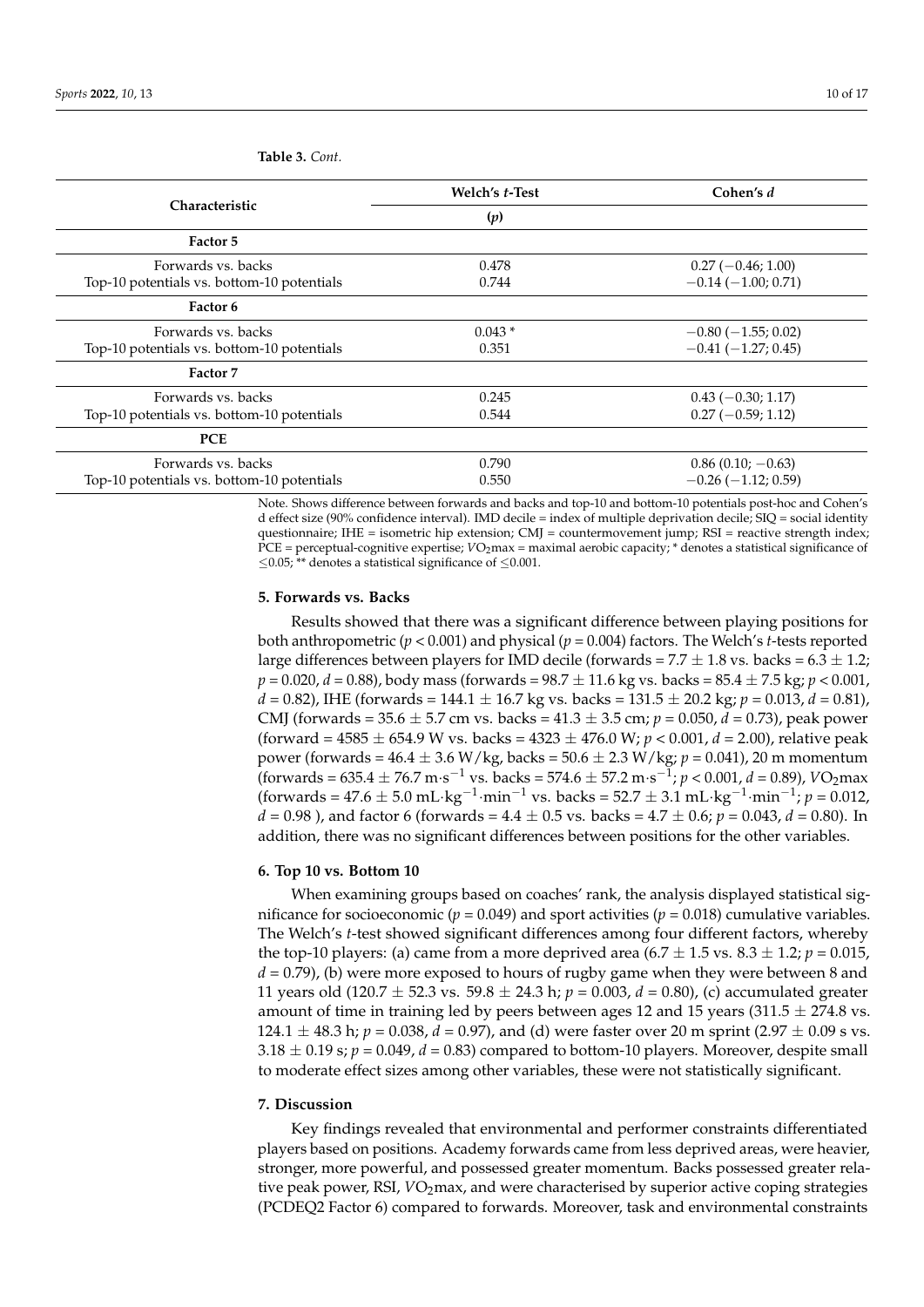**Table 3.** *Cont.*

| Characteristic | Welch's *t*-Test | Cohen's *d* |
|---|---|---|
| | (*p*) | |
| **Factor 5** | | |
| Forwards vs. backs | 0.478 | 0.27 (−0.46; 1.00) |
| Top-10 potentials vs. bottom-10 potentials | 0.744 | −0.14 (−1.00; 0.71) |
| **Factor 6** | | |
| Forwards vs. backs | 0.043 * | −0.80 (−1.55; 0.02) |
| Top-10 potentials vs. bottom-10 potentials | 0.351 | −0.41 (−1.27; 0.45) |
| **Factor 7** | | |
| Forwards vs. backs | 0.245 | 0.43 (−0.30; 1.17) |
| Top-10 potentials vs. bottom-10 potentials | 0.544 | 0.27 (−0.59; 1.12) |
| **PCE** | | |
| Forwards vs. backs | 0.790 | 0.86 (0.10; −0.63) |
| Top-10 potentials vs. bottom-10 potentials | 0.550 | −0.26 (−1.12; 0.59) |

Note. Shows difference between forwards and backs and top-10 and bottom-10 potentials post-hoc and Cohen's d effect size (90% confidence interval). IMD decile = index of multiple deprivation decile; SIQ = social identity questionnaire; IHE = isometric hip extension; CMJ = countermovement jump; RSI = reactive strength index; PCE = perceptual-cognitive expertise; $VO_2$max = maximal aerobic capacity; * denotes a statistical significance of ≤0.05; ** denotes a statistical significance of ≤0.001.

## 5. Forwards vs. Backs

Results showed that there was a significant difference between playing positions for both anthropometric ($p < 0.001$) and physical ($p = 0.004$) factors. The Welch's *t*-tests reported large differences between players for IMD decile (forwards = 7.7 ± 1.8 vs. backs = 6.3 ± 1.2; $p = 0.020$, $d = 0.88$), body mass (forwards = 98.7 ± 11.6 kg vs. backs = 85.4 ± 7.5 kg; $p < 0.001$, $d = 0.82$), IHE (forwards = 144.1 ± 16.7 kg vs. backs = 131.5 ± 20.2 kg; $p = 0.013$, $d = 0.81$), CMJ (forwards = 35.6 ± 5.7 cm vs. backs = 41.3 ± 3.5 cm; $p = 0.050$, $d = 0.73$), peak power (forward = 4585 ± 654.9 W vs. backs = 4323 ± 476.0 W; $p < 0.001$, $d = 2.00$), relative peak power (forwards = 46.4 ± 3.6 W/kg, backs = 50.6 ± 2.3 W/kg; $p = 0.041$), 20 m momentum (forwards = 635.4 ± 76.7 $m \cdot s^{-1}$ vs. backs = 574.6 ± 57.2 $m \cdot s^{-1}$; $p < 0.001$, $d = 0.89$), $VO_2$max (forwards = 47.6 ± 5.0 $mL \cdot kg^{-1} \cdot min^{-1}$ vs. backs = 52.7 ± 3.1 $mL \cdot kg^{-1} \cdot min^{-1}$; $p = 0.012$, $d = 0.98$ ), and factor 6 (forwards = 4.4 ± 0.5 vs. backs = 4.7 ± 0.6; $p = 0.043$, $d = 0.80$). In addition, there was no significant differences between positions for the other variables.

## 6. Top 10 vs. Bottom 10

When examining groups based on coaches' rank, the analysis displayed statistical significance for socioeconomic ($p = 0.049$) and sport activities ($p = 0.018$) cumulative variables. The Welch's *t*-test showed significant differences among four different factors, whereby the top-10 players: (a) came from a more deprived area (6.7 ± 1.5 vs. 8.3 ± 1.2; $p = 0.015$, $d = 0.79$), (b) were more exposed to hours of rugby game when they were between 8 and 11 years old (120.7 ± 52.3 vs. 59.8 ± 24.3 h; $p = 0.003$, $d = 0.80$), (c) accumulated greater amount of time in training led by peers between ages 12 and 15 years (311.5 ± 274.8 vs. 124.1 ± 48.3 h; $p = 0.038$, $d = 0.97$), and (d) were faster over 20 m sprint (2.97 ± 0.09 s vs. 3.18 ± 0.19 s; $p = 0.049$, $d = 0.83$) compared to bottom-10 players. Moreover, despite small to moderate effect sizes among other variables, these were not statistically significant.

## 7. Discussion

Key findings revealed that environmental and performer constraints differentiated players based on positions. Academy forwards came from less deprived areas, were heavier, stronger, more powerful, and possessed greater momentum. Backs possessed greater relative peak power, RSI, $VO_2$max, and were characterised by superior active coping strategies (PCDEQ2 Factor 6) compared to forwards. Moreover, task and environmental constraints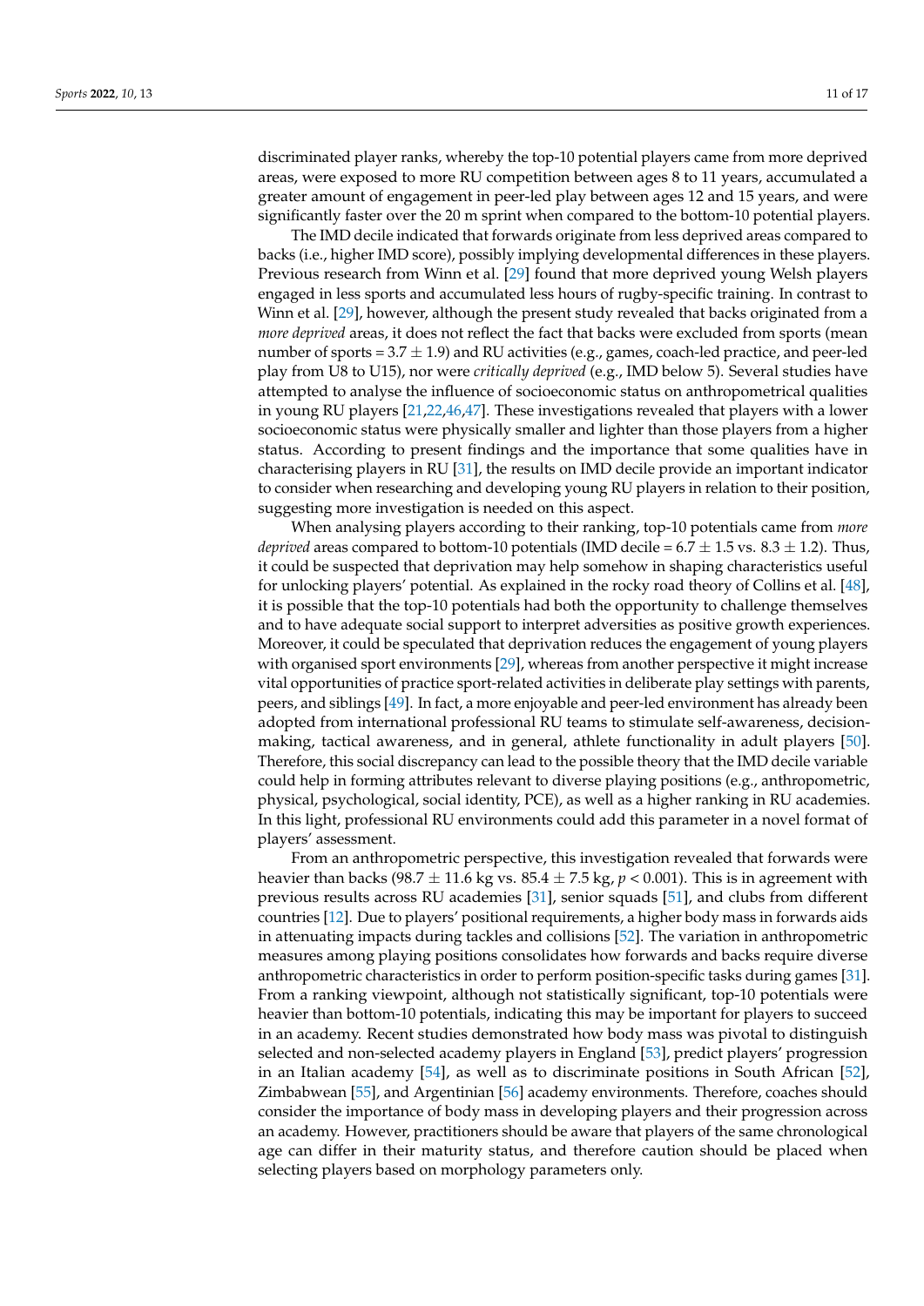discriminated player ranks, whereby the top-10 potential players came from more deprived areas, were exposed to more RU competition between ages 8 to 11 years, accumulated a greater amount of engagement in peer-led play between ages 12 and 15 years, and were significantly faster over the 20 m sprint when compared to the bottom-10 potential players.

The IMD decile indicated that forwards originate from less deprived areas compared to backs (i.e., higher IMD score), possibly implying developmental differences in these players. Previous research from Winn et al. [29] found that more deprived young Welsh players engaged in less sports and accumulated less hours of rugby-specific training. In contrast to Winn et al. [29], however, although the present study revealed that backs originated from a *more deprived* areas, it does not reflect the fact that backs were excluded from sports (mean number of sports = 3.7 ± 1.9) and RU activities (e.g., games, coach-led practice, and peer-led play from U8 to U15), nor were *critically deprived* (e.g., IMD below 5). Several studies have attempted to analyse the influence of socioeconomic status on anthropometrical qualities in young RU players [21,22,46,47]. These investigations revealed that players with a lower socioeconomic status were physically smaller and lighter than those players from a higher status. According to present findings and the importance that some qualities have in characterising players in RU [31], the results on IMD decile provide an important indicator to consider when researching and developing young RU players in relation to their position, suggesting more investigation is needed on this aspect.

When analysing players according to their ranking, top-10 potentials came from *more deprived* areas compared to bottom-10 potentials (IMD decile = 6.7 ± 1.5 vs. 8.3 ± 1.2). Thus, it could be suspected that deprivation may help somehow in shaping characteristics useful for unlocking players' potential. As explained in the rocky road theory of Collins et al. [48], it is possible that the top-10 potentials had both the opportunity to challenge themselves and to have adequate social support to interpret adversities as positive growth experiences. Moreover, it could be speculated that deprivation reduces the engagement of young players with organised sport environments [29], whereas from another perspective it might increase vital opportunities of practice sport-related activities in deliberate play settings with parents, peers, and siblings [49]. In fact, a more enjoyable and peer-led environment has already been adopted from international professional RU teams to stimulate self-awareness, decision-making, tactical awareness, and in general, athlete functionality in adult players [50]. Therefore, this social discrepancy can lead to the possible theory that the IMD decile variable could help in forming attributes relevant to diverse playing positions (e.g., anthropometric, physical, psychological, social identity, PCE), as well as a higher ranking in RU academies. In this light, professional RU environments could add this parameter in a novel format of players' assessment.

From an anthropometric perspective, this investigation revealed that forwards were heavier than backs (98.7 ± 11.6 kg vs. 85.4 ± 7.5 kg, $p < 0.001$). This is in agreement with previous results across RU academies [31], senior squads [51], and clubs from different countries [12]. Due to players' positional requirements, a higher body mass in forwards aids in attenuating impacts during tackles and collisions [52]. The variation in anthropometric measures among playing positions consolidates how forwards and backs require diverse anthropometric characteristics in order to perform position-specific tasks during games [31]. From a ranking viewpoint, although not statistically significant, top-10 potentials were heavier than bottom-10 potentials, indicating this may be important for players to succeed in an academy. Recent studies demonstrated how body mass was pivotal to distinguish selected and non-selected academy players in England [53], predict players' progression in an Italian academy [54], as well as to discriminate positions in South African [52], Zimbabwean [55], and Argentinian [56] academy environments. Therefore, coaches should consider the importance of body mass in developing players and their progression across an academy. However, practitioners should be aware that players of the same chronological age can differ in their maturity status, and therefore caution should be placed when selecting players based on morphology parameters only.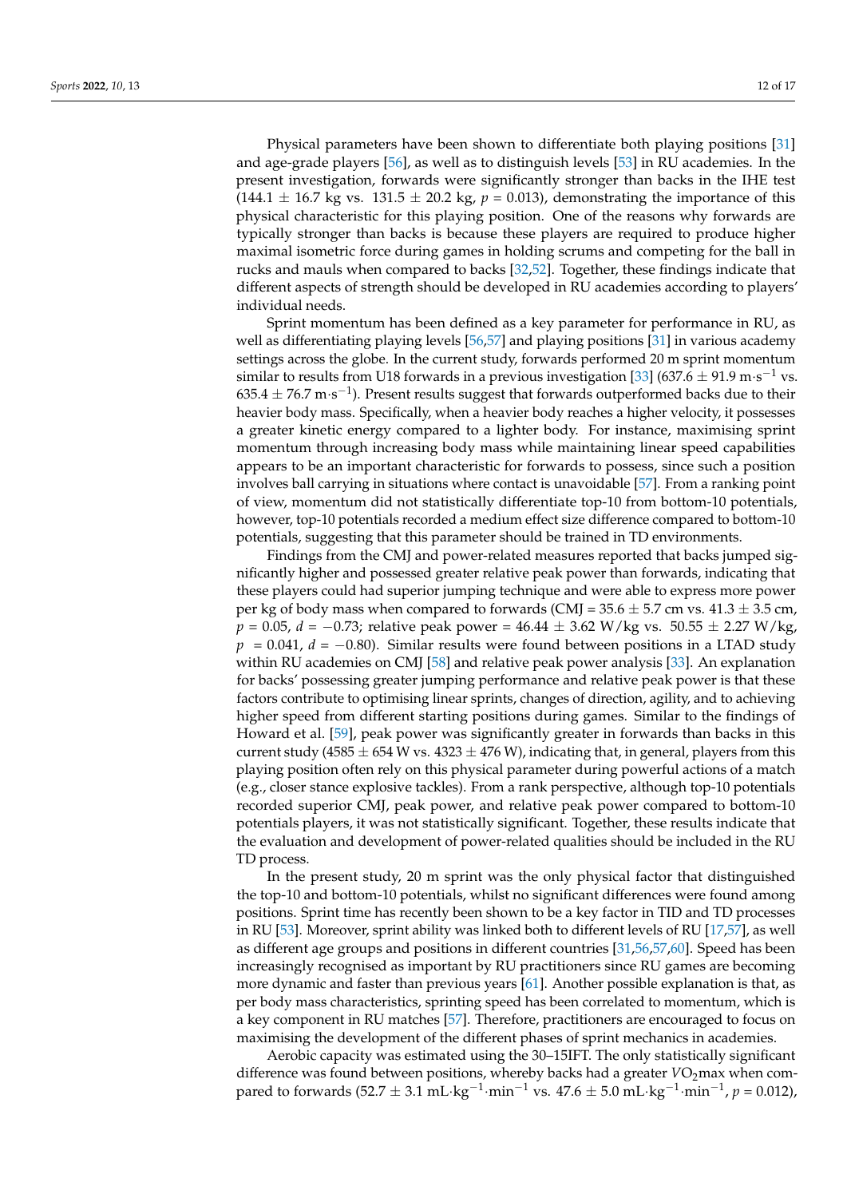Physical parameters have been shown to differentiate both playing positions [31] and age-grade players [56], as well as to distinguish levels [53] in RU academies. In the present investigation, forwards were significantly stronger than backs in the IHE test (144.1 ± 16.7 kg vs. 131.5 ± 20.2 kg, $p$ = 0.013), demonstrating the importance of this physical characteristic for this playing position. One of the reasons why forwards are typically stronger than backs is because these players are required to produce higher maximal isometric force during games in holding scrums and competing for the ball in rucks and mauls when compared to backs [32,52]. Together, these findings indicate that different aspects of strength should be developed in RU academies according to players' individual needs.

Sprint momentum has been defined as a key parameter for performance in RU, as well as differentiating playing levels [56,57] and playing positions [31] in various academy settings across the globe. In the current study, forwards performed 20 m sprint momentum similar to results from U18 forwards in a previous investigation [33] (637.6 ± 91.9 m·s$^{-1}$ vs. 635.4 ± 76.7 m·s$^{-1}$). Present results suggest that forwards outperformed backs due to their heavier body mass. Specifically, when a heavier body reaches a higher velocity, it possesses a greater kinetic energy compared to a lighter body. For instance, maximising sprint momentum through increasing body mass while maintaining linear speed capabilities appears to be an important characteristic for forwards to possess, since such a position involves ball carrying in situations where contact is unavoidable [57]. From a ranking point of view, momentum did not statistically differentiate top-10 from bottom-10 potentials, however, top-10 potentials recorded a medium effect size difference compared to bottom-10 potentials, suggesting that this parameter should be trained in TD environments.

Findings from the CMJ and power-related measures reported that backs jumped significantly higher and possessed greater relative peak power than forwards, indicating that these players could had superior jumping technique and were able to express more power per kg of body mass when compared to forwards (CMJ = 35.6 ± 5.7 cm vs. 41.3 ± 3.5 cm, $p$ = 0.05, $d$ = −0.73; relative peak power = 46.44 ± 3.62 W/kg vs. 50.55 ± 2.27 W/kg, $p$ = 0.041, $d$ = −0.80). Similar results were found between positions in a LTAD study within RU academies on CMJ [58] and relative peak power analysis [33]. An explanation for backs' possessing greater jumping performance and relative peak power is that these factors contribute to optimising linear sprints, changes of direction, agility, and to achieving higher speed from different starting positions during games. Similar to the findings of Howard et al. [59], peak power was significantly greater in forwards than backs in this current study (4585 ± 654 W vs. 4323 ± 476 W), indicating that, in general, players from this playing position often rely on this physical parameter during powerful actions of a match (e.g., closer stance explosive tackles). From a rank perspective, although top-10 potentials recorded superior CMJ, peak power, and relative peak power compared to bottom-10 potentials players, it was not statistically significant. Together, these results indicate that the evaluation and development of power-related qualities should be included in the RU TD process.

In the present study, 20 m sprint was the only physical factor that distinguished the top-10 and bottom-10 potentials, whilst no significant differences were found among positions. Sprint time has recently been shown to be a key factor in TID and TD processes in RU [53]. Moreover, sprint ability was linked both to different levels of RU [17,57], as well as different age groups and positions in different countries [31,56,57,60]. Speed has been increasingly recognised as important by RU practitioners since RU games are becoming more dynamic and faster than previous years [61]. Another possible explanation is that, as per body mass characteristics, sprinting speed has been correlated to momentum, which is a key component in RU matches [57]. Therefore, practitioners are encouraged to focus on maximising the development of the different phases of sprint mechanics in academies.

Aerobic capacity was estimated using the 30–15IFT. The only statistically significant difference was found between positions, whereby backs had a greater $VO_2$max when compared to forwards (52.7 ± 3.1 mL·kg$^{-1}$·min$^{-1}$ vs. 47.6 ± 5.0 mL·kg$^{-1}$·min$^{-1}$, $p$ = 0.012),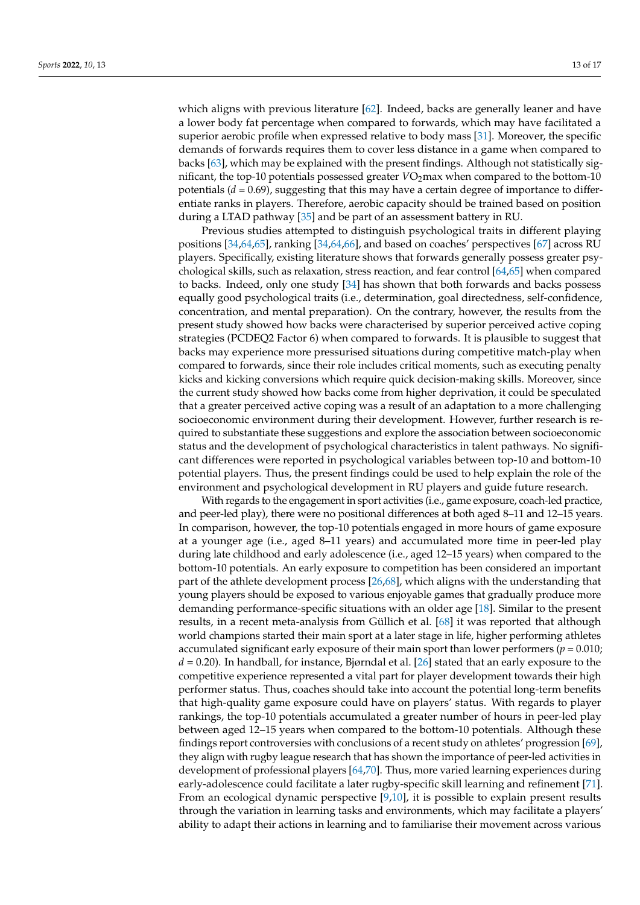which aligns with previous literature [62]. Indeed, backs are generally leaner and have a lower body fat percentage when compared to forwards, which may have facilitated a superior aerobic profile when expressed relative to body mass [31]. Moreover, the specific demands of forwards requires them to cover less distance in a game when compared to backs [63], which may be explained with the present findings. Although not statistically significant, the top-10 potentials possessed greater $VO_2$max when compared to the bottom-10 potentials ($d = 0.69$), suggesting that this may have a certain degree of importance to differentiate ranks in players. Therefore, aerobic capacity should be trained based on position during a LTAD pathway [35] and be part of an assessment battery in RU.

Previous studies attempted to distinguish psychological traits in different playing positions [34,64,65], ranking [34,64,66], and based on coaches' perspectives [67] across RU players. Specifically, existing literature shows that forwards generally possess greater psychological skills, such as relaxation, stress reaction, and fear control [64,65] when compared to backs. Indeed, only one study [34] has shown that both forwards and backs possess equally good psychological traits (i.e., determination, goal directedness, self-confidence, concentration, and mental preparation). On the contrary, however, the results from the present study showed how backs were characterised by superior perceived active coping strategies (PCDEQ2 Factor 6) when compared to forwards. It is plausible to suggest that backs may experience more pressurised situations during competitive match-play when compared to forwards, since their role includes critical moments, such as executing penalty kicks and kicking conversions which require quick decision-making skills. Moreover, since the current study showed how backs come from higher deprivation, it could be speculated that a greater perceived active coping was a result of an adaptation to a more challenging socioeconomic environment during their development. However, further research is required to substantiate these suggestions and explore the association between socioeconomic status and the development of psychological characteristics in talent pathways. No significant differences were reported in psychological variables between top-10 and bottom-10 potential players. Thus, the present findings could be used to help explain the role of the environment and psychological development in RU players and guide future research.

With regards to the engagement in sport activities (i.e., game exposure, coach-led practice, and peer-led play), there were no positional differences at both aged 8–11 and 12–15 years. In comparison, however, the top-10 potentials engaged in more hours of game exposure at a younger age (i.e., aged 8–11 years) and accumulated more time in peer-led play during late childhood and early adolescence (i.e., aged 12–15 years) when compared to the bottom-10 potentials. An early exposure to competition has been considered an important part of the athlete development process [26,68], which aligns with the understanding that young players should be exposed to various enjoyable games that gradually produce more demanding performance-specific situations with an older age [18]. Similar to the present results, in a recent meta-analysis from Güllich et al. [68] it was reported that although world champions started their main sport at a later stage in life, higher performing athletes accumulated significant early exposure of their main sport than lower performers ($p = 0.010$; $d = 0.20$). In handball, for instance, Bjørndal et al. [26] stated that an early exposure to the competitive experience represented a vital part for player development towards their high performer status. Thus, coaches should take into account the potential long-term benefits that high-quality game exposure could have on players' status. With regards to player rankings, the top-10 potentials accumulated a greater number of hours in peer-led play between aged 12–15 years when compared to the bottom-10 potentials. Although these findings report controversies with conclusions of a recent study on athletes' progression [69], they align with rugby league research that has shown the importance of peer-led activities in development of professional players [64,70]. Thus, more varied learning experiences during early-adolescence could facilitate a later rugby-specific skill learning and refinement [71]. From an ecological dynamic perspective [9,10], it is possible to explain present results through the variation in learning tasks and environments, which may facilitate a players' ability to adapt their actions in learning and to familiarise their movement across various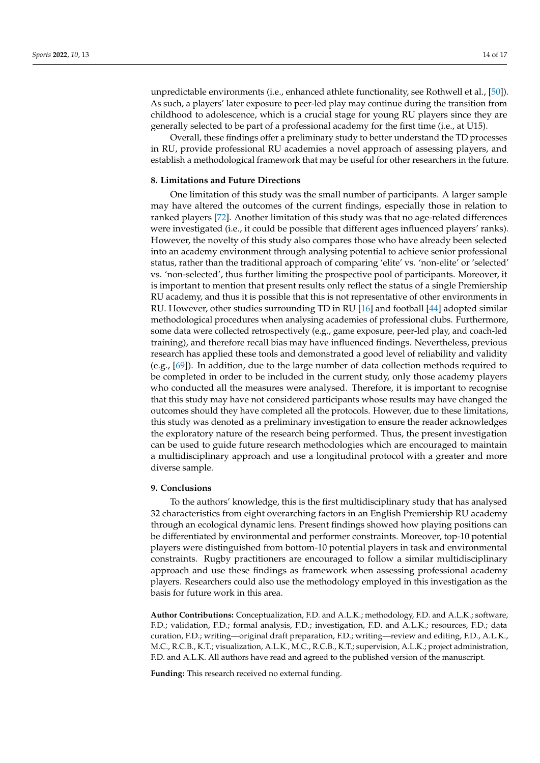unpredictable environments (i.e., enhanced athlete functionality, see Rothwell et al., [50]). As such, a players' later exposure to peer-led play may continue during the transition from childhood to adolescence, which is a crucial stage for young RU players since they are generally selected to be part of a professional academy for the first time (i.e., at U15).

Overall, these findings offer a preliminary study to better understand the TD processes in RU, provide professional RU academies a novel approach of assessing players, and establish a methodological framework that may be useful for other researchers in the future.

## 8. Limitations and Future Directions

One limitation of this study was the small number of participants. A larger sample may have altered the outcomes of the current findings, especially those in relation to ranked players [72]. Another limitation of this study was that no age-related differences were investigated (i.e., it could be possible that different ages influenced players' ranks). However, the novelty of this study also compares those who have already been selected into an academy environment through analysing potential to achieve senior professional status, rather than the traditional approach of comparing 'elite' vs. 'non-elite' or 'selected' vs. 'non-selected', thus further limiting the prospective pool of participants. Moreover, it is important to mention that present results only reflect the status of a single Premiership RU academy, and thus it is possible that this is not representative of other environments in RU. However, other studies surrounding TD in RU [16] and football [44] adopted similar methodological procedures when analysing academies of professional clubs. Furthermore, some data were collected retrospectively (e.g., game exposure, peer-led play, and coach-led training), and therefore recall bias may have influenced findings. Nevertheless, previous research has applied these tools and demonstrated a good level of reliability and validity (e.g., [69]). In addition, due to the large number of data collection methods required to be completed in order to be included in the current study, only those academy players who conducted all the measures were analysed. Therefore, it is important to recognise that this study may have not considered participants whose results may have changed the outcomes should they have completed all the protocols. However, due to these limitations, this study was denoted as a preliminary investigation to ensure the reader acknowledges the exploratory nature of the research being performed. Thus, the present investigation can be used to guide future research methodologies which are encouraged to maintain a multidisciplinary approach and use a longitudinal protocol with a greater and more diverse sample.

## 9. Conclusions

To the authors' knowledge, this is the first multidisciplinary study that has analysed 32 characteristics from eight overarching factors in an English Premiership RU academy through an ecological dynamic lens. Present findings showed how playing positions can be differentiated by environmental and performer constraints. Moreover, top-10 potential players were distinguished from bottom-10 potential players in task and environmental constraints. Rugby practitioners are encouraged to follow a similar multidisciplinary approach and use these findings as framework when assessing professional academy players. Researchers could also use the methodology employed in this investigation as the basis for future work in this area.

**Author Contributions:** Conceptualization, F.D. and A.L.K.; methodology, F.D. and A.L.K.; software, F.D.; validation, F.D.; formal analysis, F.D.; investigation, F.D. and A.L.K.; resources, F.D.; data curation, F.D.; writing—original draft preparation, F.D.; writing—review and editing, F.D., A.L.K., M.C., R.C.B., K.T.; visualization, A.L.K., M.C., R.C.B., K.T.; supervision, A.L.K.; project administration, F.D. and A.L.K. All authors have read and agreed to the published version of the manuscript.

**Funding:** This research received no external funding.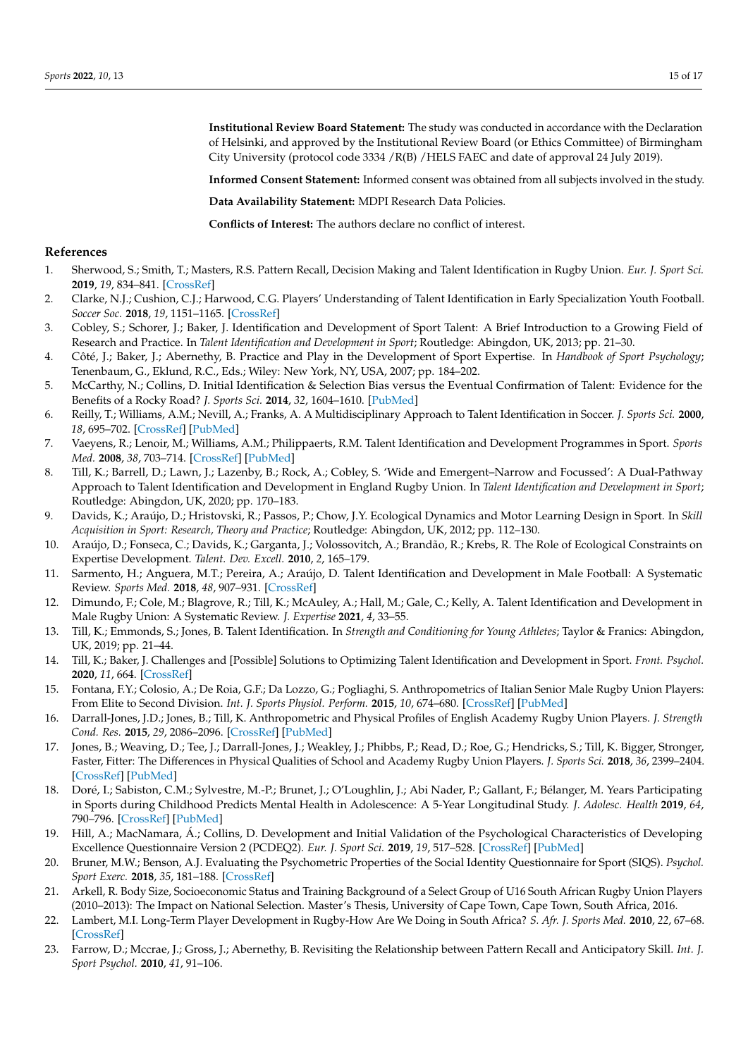**Institutional Review Board Statement:** The study was conducted in accordance with the Declaration of Helsinki, and approved by the Institutional Review Board (or Ethics Committee) of Birmingham City University (protocol code 3334 /R(B) /HELS FAEC and date of approval 24 July 2019).

**Informed Consent Statement:** Informed consent was obtained from all subjects involved in the study.

**Data Availability Statement:** MDPI Research Data Policies.

**Conflicts of Interest:** The authors declare no conflict of interest.

## References

1. Sherwood, S.; Smith, T.; Masters, R.S. Pattern Recall, Decision Making and Talent Identification in Rugby Union. *Eur. J. Sport Sci.* **2019**, *19*, 834–841. [CrossRef]
2. Clarke, N.J.; Cushion, C.J.; Harwood, C.G. Players' Understanding of Talent Identification in Early Specialization Youth Football. *Soccer Soc.* **2018**, *19*, 1151–1165. [CrossRef]
3. Cobley, S.; Schorer, J.; Baker, J. Identification and Development of Sport Talent: A Brief Introduction to a Growing Field of Research and Practice. In *Talent Identification and Development in Sport*; Routledge: Abingdon, UK, 2013; pp. 21–30.
4. Côté, J.; Baker, J.; Abernethy, B. Practice and Play in the Development of Sport Expertise. In *Handbook of Sport Psychology*; Tenenbaum, G., Eklund, R.C., Eds.; Wiley: New York, NY, USA, 2007; pp. 184–202.
5. McCarthy, N.; Collins, D. Initial Identification & Selection Bias versus the Eventual Confirmation of Talent: Evidence for the Benefits of a Rocky Road? *J. Sport Sci.* **2014**, *32*, 1604–1610. [PubMed]
6. Reilly, T.; Williams, A.M.; Nevill, A.; Franks, A. A Multidisciplinary Approach to Talent Identification in Soccer. *J. Sports Sci.* **2000**, *18*, 695–702. [CrossRef] [PubMed]
7. Vaeyens, R.; Lenoir, M.; Williams, A.M.; Philippaerts, R.M. Talent Identification and Development Programmes in Sport. *Sports Med.* **2008**, *38*, 703–714. [CrossRef] [PubMed]
8. Till, K.; Barrell, D.; Lawn, J.; Lazenby, B.; Rock, A.; Cobley, S. 'Wide and Emergent–Narrow and Focussed': A Dual-Pathway Approach to Talent Identification and Development in England Rugby Union. In *Talent Identification and Development in Sport*; Routledge: Abingdon, UK, 2020; pp. 170–183.
9. Davids, K.; Araújo, D.; Hristovski, R.; Passos, P.; Chow, J.Y. Ecological Dynamics and Motor Learning Design in Sport. In *Skill Acquisition in Sport: Research, Theory and Practice*; Routledge: Abingdon, UK, 2012; pp. 112–130.
10. Araújo, D.; Fonseca, C.; Davids, K.; Garganta, J.; Volossovitch, A.; Brandão, R.; Krebs, R. The Role of Ecological Constraints on Expertise Development. *Talent. Dev. Excell.* **2010**, *2*, 165–179.
11. Sarmento, H.; Anguera, M.T.; Pereira, A.; Araújo, D. Talent Identification and Development in Male Football: A Systematic Review. *Sports Med.* **2018**, *48*, 907–931. [CrossRef]
12. Dimundo, F.; Cole, M.; Blagrove, R.; Till, K.; McAuley, A.; Hall, M.; Gale, C.; Kelly, A. Talent Identification and Development in Male Rugby Union: A Systematic Review. *J. Expertise* **2021**, *4*, 33–55.
13. Till, K.; Emmonds, S.; Jones, B. Talent Identification. In *Strength and Conditioning for Young Athletes*; Taylor & Franics: Abingdon, UK, 2019; pp. 21–44.
14. Till, K.; Baker, J. Challenges and [Possible] Solutions to Optimizing Talent Identification and Development in Sport. *Front. Psychol.* **2020**, *11*, 664. [CrossRef]
15. Fontana, F.Y.; Colosio, A.; De Roia, G.F.; Da Lozzo, G.; Pogliaghi, S. Anthropometrics of Italian Senior Male Rugby Union Players: From Elite to Second Division. *Int. J. Sports Physiol. Perform.* **2015**, *10*, 674–680. [CrossRef] [PubMed]
16. Darrall-Jones, J.D.; Jones, B.; Till, K. Anthropometric and Physical Profiles of English Academy Rugby Union Players. *J. Strength Cond. Res.* **2015**, *29*, 2086–2096. [CrossRef] [PubMed]
17. Jones, B.; Weaving, D.; Tee, J.; Darrall-Jones, J.; Weakley, J.; Phibbs, P.; Read, D.; Roe, G.; Hendricks, S.; Till, K. Bigger, Stronger, Faster, Fitter: The Differences in Physical Qualities of School and Academy Rugby Union Players. *J. Sports Sci.* **2018**, *36*, 2399–2404. [CrossRef] [PubMed]
18. Doré, I.; Sabiston, C.M.; Sylvestre, M.-P.; Brunet, J.; O'Loughlin, J.; Abi Nader, P.; Gallant, F.; Bélanger, M. Years Participating in Sports during Childhood Predicts Mental Health in Adolescence: A 5-Year Longitudinal Study. *J. Adolesc. Health* **2019**, *64*, 790–796. [CrossRef] [PubMed]
19. Hill, A.; MacNamara, Á.; Collins, D. Development and Initial Validation of the Psychological Characteristics of Developing Excellence Questionnaire Version 2 (PCDEQ2). *Eur. J. Sport Sci.* **2019**, *19*, 517–528. [CrossRef] [PubMed]
20. Bruner, M.W.; Benson, A.J. Evaluating the Psychometric Properties of the Social Identity Questionnaire for Sport (SIQS). *Psychol. Sport Exerc.* **2018**, *35*, 181–188. [CrossRef]
21. Arkell, R. Body Size, Socioeconomic Status and Training Background of a Select Group of U16 South African Rugby Union Players (2010–2013): The Impact on National Selection. Master's Thesis, University of Cape Town, Cape Town, South Africa, 2016.
22. Lambert, M.I. Long-Term Player Development in Rugby-How Are We Doing in South Africa? *S. Afr. J. Sports Med.* **2010**, *22*, 67–68. [CrossRef]
23. Farrow, D.; Mccrae, J.; Gross, J.; Abernethy, B. Revisiting the Relationship between Pattern Recall and Anticipatory Skill. *Int. J. Sport Psychol.* **2010**, *41*, 91–106.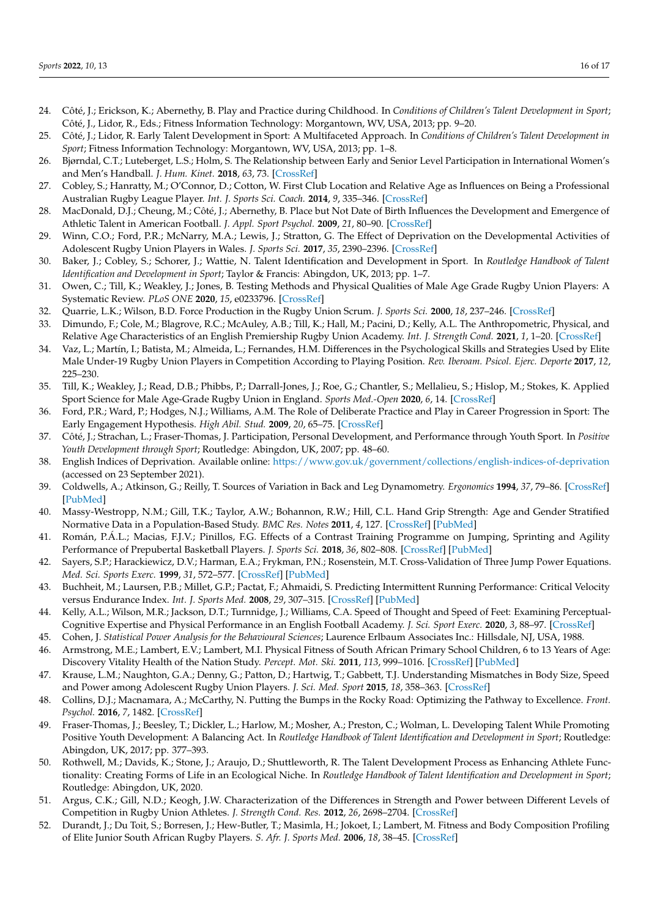24. Côté, J.; Erickson, K.; Abernethy, B. Play and Practice during Childhood. In *Conditions of Children's Talent Development in Sport*; Côté, J., Lidor, R., Eds.; Fitness Information Technology: Morgantown, WV, USA, 2013; pp. 9–20.
25. Côté, J.; Lidor, R. Early Talent Development in Sport: A Multifaceted Approach. In *Conditions of Children's Talent Development in Sport*; Fitness Information Technology: Morgantown, WV, USA, 2013; pp. 1–8.
26. Bjørndal, C.T.; Luteberget, L.S.; Holm, S. The Relationship between Early and Senior Level Participation in International Women's and Men's Handball. *J. Hum. Kinet.* **2018**, *63*, 73. [CrossRef]
27. Cobley, S.; Hanratty, M.; O'Connor, D.; Cotton, W. First Club Location and Relative Age as Influences on Being a Professional Australian Rugby League Player. *Int. J. Sports Sci. Coach.* **2014**, *9*, 335–346. [CrossRef]
28. MacDonald, D.J.; Cheung, M.; Côté, J.; Abernethy, B. Place but Not Date of Birth Influences the Development and Emergence of Athletic Talent in American Football. *J. Appl. Sport Psychol.* **2009**, *21*, 80–90. [CrossRef]
29. Winn, C.O.; Ford, P.R.; McNarry, M.A.; Lewis, J.; Stratton, G. The Effect of Deprivation on the Developmental Activities of Adolescent Rugby Union Players in Wales. *J. Sports Sci.* **2017**, *35*, 2390–2396. [CrossRef]
30. Baker, J.; Cobley, S.; Schorer, J.; Wattie, N. Talent Identification and Development in Sport. In *Routledge Handbook of Talent Identification and Development in Sport*; Taylor & Francis: Abingdon, UK, 2013; pp. 1–7.
31. Owen, C.; Till, K.; Weakley, J.; Jones, B. Testing Methods and Physical Qualities of Male Age Grade Rugby Union Players: A Systematic Review. *PLoS ONE* **2020**, *15*, e0233796. [CrossRef]
32. Quarrie, L.K.; Wilson, B.D. Force Production in the Rugby Union Scrum. *J. Sports Sci.* **2000**, *18*, 237–246. [CrossRef]
33. Dimundo, F.; Cole, M.; Blagrove, R.C.; McAuley, A.B.; Till, K.; Hall, M.; Pacini, D.; Kelly, A.L. The Anthropometric, Physical, and Relative Age Characteristics of an English Premiership Rugby Union Academy. *Int. J. Strength Cond.* **2021**, *1*, 1–20. [CrossRef]
34. Vaz, L.; Martín, I.; Batista, M.; Almeida, L.; Fernandes, H.M. Differences in the Psychological Skills and Strategies Used by Elite Male Under-19 Rugby Union Players in Competition According to Playing Position. *Rev. Iberoam. Psicol. Ejerc. Deporte* **2017**, *12*, 225–230.
35. Till, K.; Weakley, J.; Read, D.B.; Phibbs, P.; Darrall-Jones, J.; Roe, G.; Chantler, S.; Mellalieu, S.; Hislop, M.; Stokes, K. Applied Sport Science for Male Age-Grade Rugby Union in England. *Sports Med.-Open* **2020**, *6*, 14. [CrossRef]
36. Ford, P.R.; Ward, P.; Hodges, N.J.; Williams, A.M. The Role of Deliberate Practice and Play in Career Progression in Sport: The Early Engagement Hypothesis. *High Abil. Stud.* **2009**, *20*, 65–75. [CrossRef]
37. Côté, J.; Strachan, L.; Fraser-Thomas, J. Participation, Personal Development, and Performance through Youth Sport. In *Positive Youth Development through Sport*; Routledge: Abingdon, UK, 2007; pp. 48–60.
38. English Indices of Deprivation. Available online: https://www.gov.uk/government/collections/english-indices-of-deprivation (accessed on 23 September 2021).
39. Coldwells, A.; Atkinson, G.; Reilly, T. Sources of Variation in Back and Leg Dynamometry. *Ergonomics* **1994**, *37*, 79–86. [CrossRef] [PubMed]
40. Massy-Westropp, N.M.; Gill, T.K.; Taylor, A.W.; Bohannon, R.W.; Hill, C.L. Hand Grip Strength: Age and Gender Stratified Normative Data in a Population-Based Study. *BMC Res. Notes* **2011**, *4*, 127. [CrossRef] [PubMed]
41. Román, P.Á.L.; Macias, F.J.V.; Pinillos, F.G. Effects of a Contrast Training Programme on Jumping, Sprinting and Agility Performance of Prepubertal Basketball Players. *J. Sports Sci.* **2018**, *36*, 802–808. [CrossRef] [PubMed]
42. Sayers, S.P.; Harackiewicz, D.V.; Harman, E.A.; Frykman, P.N.; Rosenstein, M.T. Cross-Validation of Three Jump Power Equations. *Med. Sci. Sports Exerc.* **1999**, *31*, 572–577. [CrossRef] [PubMed]
43. Buchheit, M.; Laursen, P.B.; Millet, G.P.; Pactat, F.; Ahmaidi, S. Predicting Intermittent Running Performance: Critical Velocity versus Endurance Index. *Int. J. Sports Med.* **2008**, *29*, 307–315. [CrossRef] [PubMed]
44. Kelly, A.L.; Wilson, M.R.; Jackson, D.T.; Turnnidge, J.; Williams, C.A. Speed of Thought and Speed of Feet: Examining Perceptual-Cognitive Expertise and Physical Performance in an English Football Academy. *J. Sci. Sport Exerc.* **2020**, *3*, 88–97. [CrossRef]
45. Cohen, J. *Statistical Power Analysis for the Behavioural Sciences*; Laurence Erlbaum Associates Inc.: Hillsdale, NJ, USA, 1988.
46. Armstrong, M.E.; Lambert, E.V.; Lambert, M.I. Physical Fitness of South African Primary School Children, 6 to 13 Years of Age: Discovery Vitality Health of the Nation Study. *Percept. Mot. Ski.* **2011**, *113*, 999–1016. [CrossRef] [PubMed]
47. Krause, L.M.; Naughton, G.A.; Denny, G.; Patton, D.; Hartwig, T.; Gabbett, T.J. Understanding Mismatches in Body Size, Speed and Power among Adolescent Rugby Union Players. *J. Sci. Med. Sport* **2015**, *18*, 358–363. [CrossRef]
48. Collins, D.J.; Macnamara, A.; McCarthy, N. Putting the Bumps in the Rocky Road: Optimizing the Pathway to Excellence. *Front. Psychol.* **2016**, *7*, 1482. [CrossRef]
49. Fraser-Thomas, J.; Beesley, T.; Dickler, L.; Harlow, M.; Mosher, A.; Preston, C.; Wolman, L. Developing Talent While Promoting Positive Youth Development: A Balancing Act. In *Routledge Handbook of Talent Identification and Development in Sport*; Routledge: Abingdon, UK, 2017; pp. 377–393.
50. Rothwell, M.; Davids, K.; Stone, J.; Araujo, D.; Shuttleworth, R. The Talent Development Process as Enhancing Athlete Functionality: Creating Forms of Life in an Ecological Niche. In *Routledge Handbook of Talent Identification and Development in Sport*; Routledge: Abingdon, UK, 2020.
51. Argus, C.K.; Gill, N.D.; Keogh, J.W. Characterization of the Differences in Strength and Power between Different Levels of Competition in Rugby Union Athletes. *J. Strength Cond. Res.* **2012**, *26*, 2698–2704. [CrossRef]
52. Durandt, J.; Du Toit, S.; Borresen, J.; Hew-Butler, T.; Masimla, H.; Jokoet, I.; Lambert, M. Fitness and Body Composition Profiling of Elite Junior South African Rugby Players. *S. Afr. J. Sports Med.* **2006**, *18*, 38–45. [CrossRef]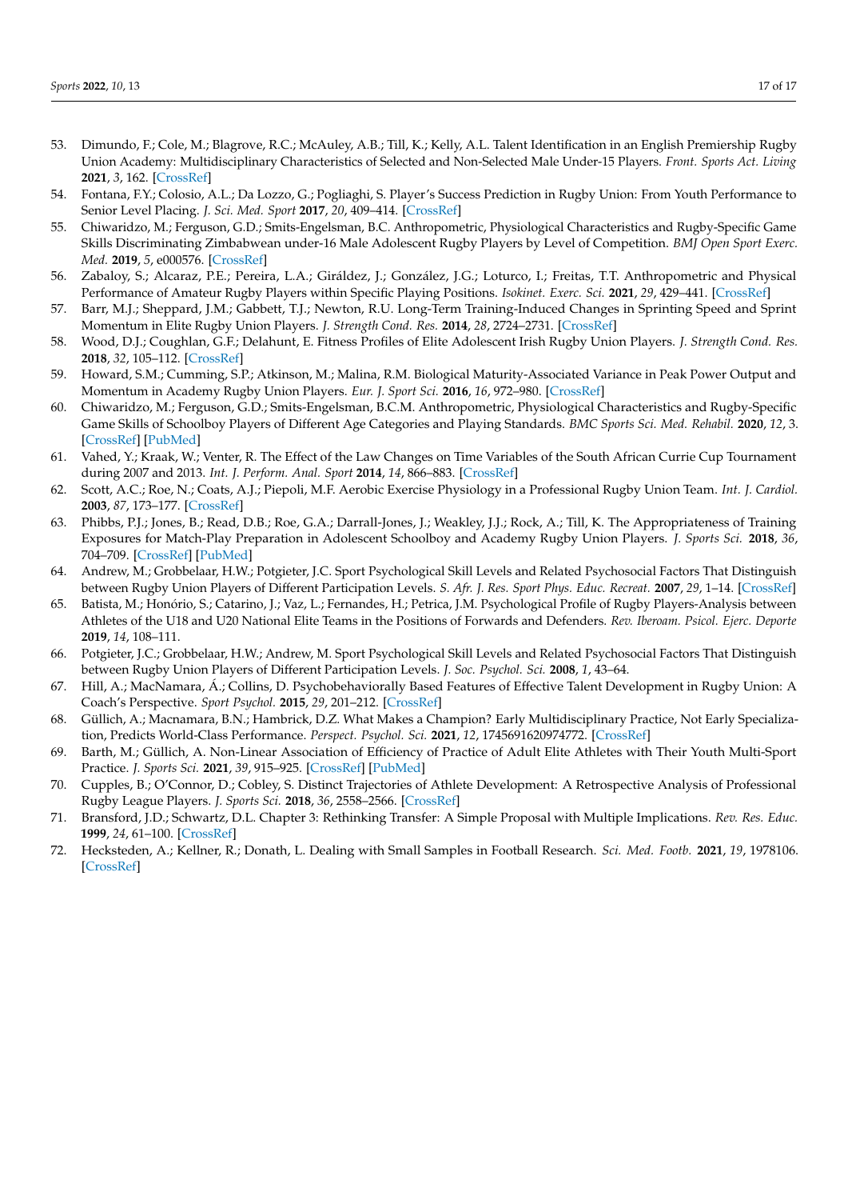53. Dimundo, F.; Cole, M.; Blagrove, R.C.; McAuley, A.B.; Till, K.; Kelly, A.L. Talent Identification in an English Premiership Rugby Union Academy: Multidisciplinary Characteristics of Selected and Non-Selected Male Under-15 Players. *Front. Sports Act. Living* **2021**, *3*, 162. [CrossRef]
54. Fontana, F.Y.; Colosio, A.L.; Da Lozzo, G.; Pogliaghi, S. Player's Success Prediction in Rugby Union: From Youth Performance to Senior Level Placing. *J. Sci. Med. Sport* **2017**, *20*, 409–414. [CrossRef]
55. Chiwaridzo, M.; Ferguson, G.D.; Smits-Engelsman, B.C. Anthropometric, Physiological Characteristics and Rugby-Specific Game Skills Discriminating Zimbabwean under-16 Male Adolescent Rugby Players by Level of Competition. *BMJ Open Sport Exerc. Med.* **2019**, *5*, e000576. [CrossRef]
56. Zabaloy, S.; Alcaraz, P.E.; Pereira, L.A.; Giráldez, J.; González, J.G.; Loturco, I.; Freitas, T.T. Anthropometric and Physical Performance of Amateur Rugby Players within Specific Playing Positions. *Isokinet. Exerc. Sci.* **2021**, *29*, 429–441. [CrossRef]
57. Barr, M.J.; Sheppard, J.M.; Gabbett, T.J.; Newton, R.U. Long-Term Training-Induced Changes in Sprinting Speed and Sprint Momentum in Elite Rugby Union Players. *J. Strength Cond. Res.* **2014**, *28*, 2724–2731. [CrossRef]
58. Wood, D.J.; Coughlan, G.F.; Delahunt, E. Fitness Profiles of Elite Adolescent Irish Rugby Union Players. *J. Strength Cond. Res.* **2018**, *32*, 105–112. [CrossRef]
59. Howard, S.M.; Cumming, S.P.; Atkinson, M.; Malina, R.M. Biological Maturity-Associated Variance in Peak Power Output and Momentum in Academy Rugby Union Players. *Eur. J. Sport Sci.* **2016**, *16*, 972–980. [CrossRef]
60. Chiwaridzo, M.; Ferguson, G.D.; Smits-Engelsman, B.C.M. Anthropometric, Physiological Characteristics and Rugby-Specific Game Skills of Schoolboy Players of Different Age Categories and Playing Standards. *BMC Sports Sci. Med. Rehabil.* **2020**, *12*, 3. [CrossRef] [PubMed]
61. Vahed, Y.; Kraak, W.; Venter, R. The Effect of the Law Changes on Time Variables of the South African Currie Cup Tournament during 2007 and 2013. *Int. J. Perform. Anal. Sport* **2014**, *14*, 866–883. [CrossRef]
62. Scott, A.C.; Roe, N.; Coats, A.J.; Piepoli, M.F. Aerobic Exercise Physiology in a Professional Rugby Union Team. *Int. J. Cardiol.* **2003**, *87*, 173–177. [CrossRef]
63. Phibbs, P.J.; Jones, B.; Read, D.B.; Roe, G.A.; Darrall-Jones, J.; Weakley, J.J.; Rock, A.; Till, K. The Appropriateness of Training Exposures for Match-Play Preparation in Adolescent Schoolboy and Academy Rugby Union Players. *J. Sports Sci.* **2018**, *36*, 704–709. [CrossRef] [PubMed]
64. Andrew, M.; Grobbelaar, H.W.; Potgieter, J.C. Sport Psychological Skill Levels and Related Psychosocial Factors That Distinguish between Rugby Union Players of Different Participation Levels. *S. Afr. J. Res. Sport Phys. Educ. Recreat.* **2007**, *29*, 1–14. [CrossRef]
65. Batista, M.; Honório, S.; Catarino, J.; Vaz, L.; Fernandes, H.; Petrica, J.M. Psychological Profile of Rugby Players-Analysis between Athletes of the U18 and U20 National Elite Teams in the Positions of Forwards and Defenders. *Rev. Iberoam. Psicol. Ejerc. Deporte* **2019**, *14*, 108–111.
66. Potgieter, J.C.; Grobbelaar, H.W.; Andrew, M. Sport Psychological Skill Levels and Related Psychosocial Factors That Distinguish between Rugby Union Players of Different Participation Levels. *J. Soc. Psychol. Sci.* **2008**, *1*, 43–64.
67. Hill, A.; MacNamara, Á.; Collins, D. Psychobehaviorally Based Features of Effective Talent Development in Rugby Union: A Coach's Perspective. *Sport Psychol.* **2015**, *29*, 201–212. [CrossRef]
68. Güllich, A.; Macnamara, B.N.; Hambrick, D.Z. What Makes a Champion? Early Multidisciplinary Practice, Not Early Specialization, Predicts World-Class Performance. *Perspect. Psychol. Sci.* **2021**, *12*, 1745691620974772. [CrossRef]
69. Barth, M.; Güllich, A. Non-Linear Association of Efficiency of Practice of Adult Elite Athletes with Their Youth Multi-Sport Practice. *J. Sports Sci.* **2021**, *39*, 915–925. [CrossRef] [PubMed]
70. Cupples, B.; O'Connor, D.; Cobley, S. Distinct Trajectories of Athlete Development: A Retrospective Analysis of Professional Rugby League Players. *J. Sports Sci.* **2018**, *36*, 2558–2566. [CrossRef]
71. Bransford, J.D.; Schwartz, D.L. Chapter 3: Rethinking Transfer: A Simple Proposal with Multiple Implications. *Rev. Res. Educ.* **1999**, *24*, 61–100. [CrossRef]
72. Hecksteden, A.; Kellner, R.; Donath, L. Dealing with Small Samples in Football Research. *Sci. Med. Footb.* **2021**, *19*, 1978106. [CrossRef]